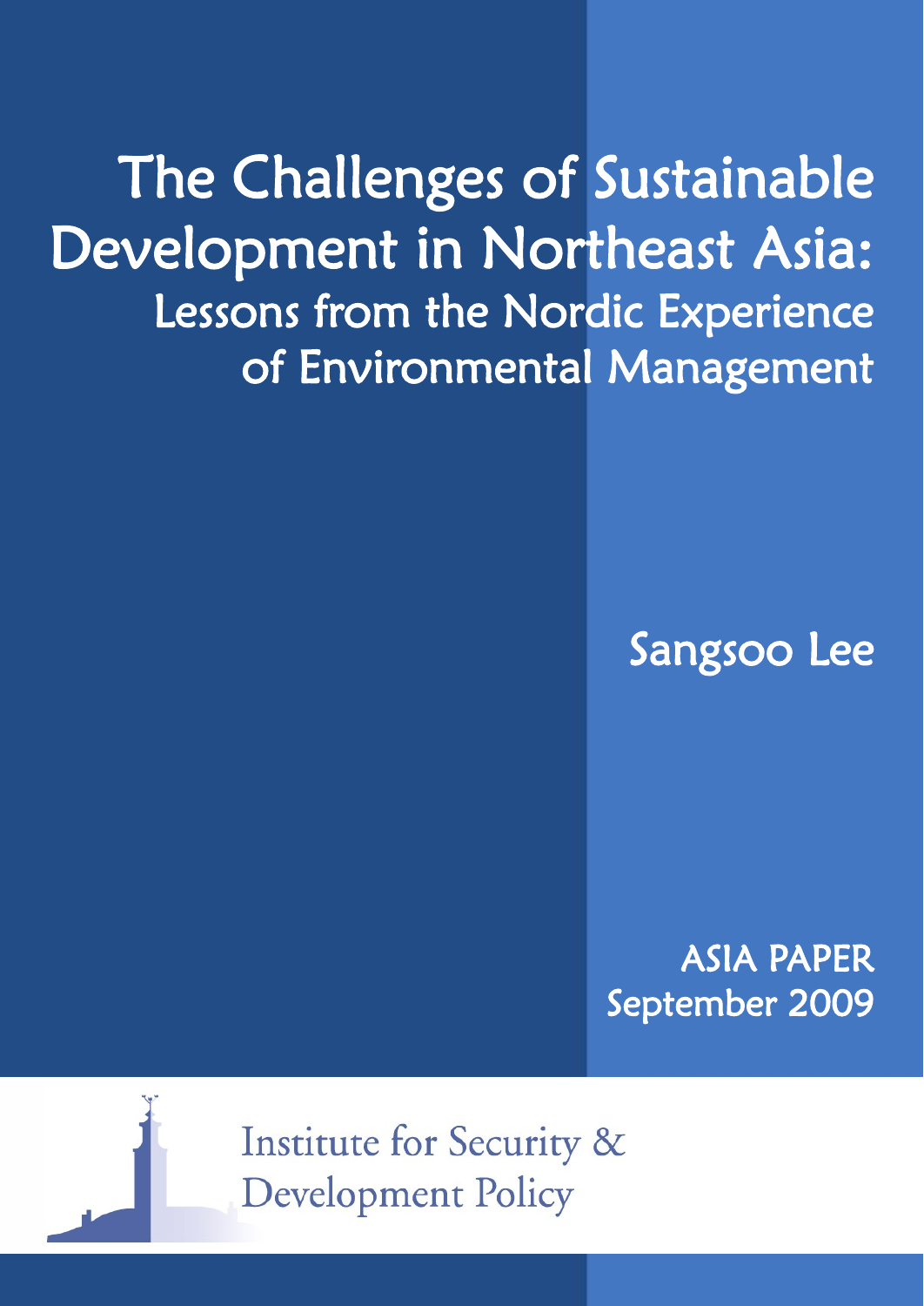# The Challenges of Sustainable Development in Northeast Asia:

## Lessons from the Nordic Experience of Environmental Management

Sangsoo Lee

ASIA PAPER
September 2009

Institute for Security & Development Policy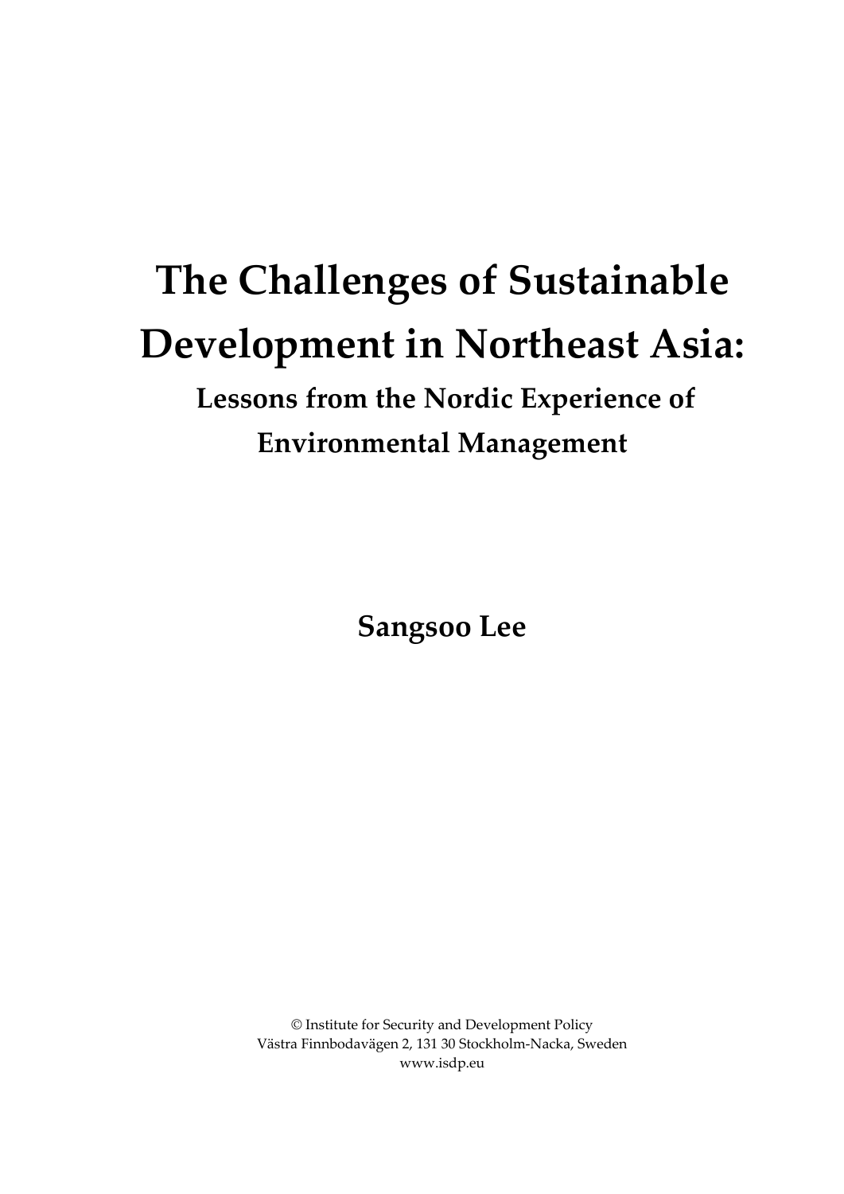# The Challenges of Sustainable Development in Northeast Asia:

## Lessons from the Nordic Experience of Environmental Management

**Sangsoo Lee**

© Institute for Security and Development Policy
Västra Finnbodavägen 2, 131 30 Stockholm-Nacka, Sweden
www.isdp.eu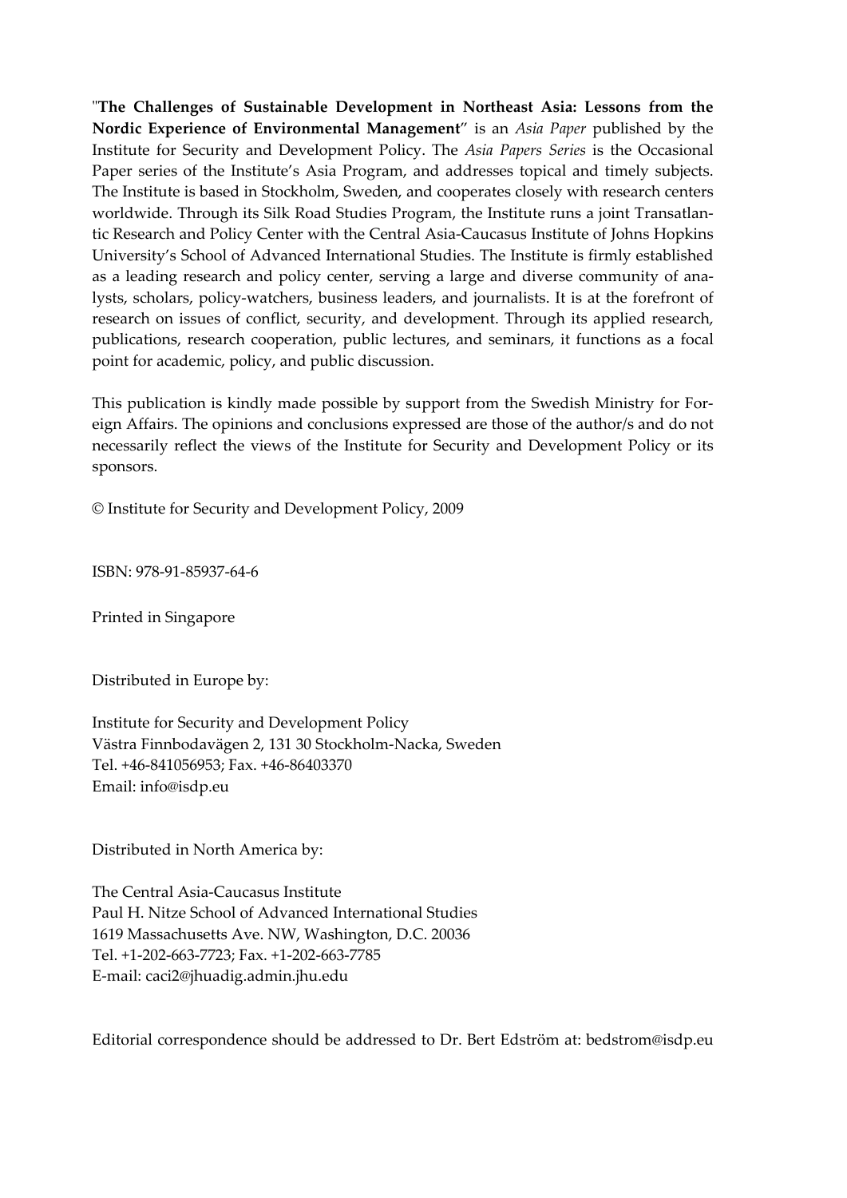"**The Challenges of Sustainable Development in Northeast Asia: Lessons from the Nordic Experience of Environmental Management**" is an *Asia Paper* published by the Institute for Security and Development Policy. The *Asia Papers Series* is the Occasional Paper series of the Institute's Asia Program, and addresses topical and timely subjects. The Institute is based in Stockholm, Sweden, and cooperates closely with research centers worldwide. Through its Silk Road Studies Program, the Institute runs a joint Transatlantic Research and Policy Center with the Central Asia-Caucasus Institute of Johns Hopkins University's School of Advanced International Studies. The Institute is firmly established as a leading research and policy center, serving a large and diverse community of analysts, scholars, policy-watchers, business leaders, and journalists. It is at the forefront of research on issues of conflict, security, and development. Through its applied research, publications, research cooperation, public lectures, and seminars, it functions as a focal point for academic, policy, and public discussion.

This publication is kindly made possible by support from the Swedish Ministry for Foreign Affairs. The opinions and conclusions expressed are those of the author/s and do not necessarily reflect the views of the Institute for Security and Development Policy or its sponsors.

© Institute for Security and Development Policy, 2009

ISBN: 978-91-85937-64-6

Printed in Singapore

Distributed in Europe by:

Institute for Security and Development Policy
Västra Finnbodavägen 2, 131 30 Stockholm-Nacka, Sweden
Tel. +46-841056953; Fax. +46-86403370
Email: info@isdp.eu

Distributed in North America by:

The Central Asia-Caucasus Institute
Paul H. Nitze School of Advanced International Studies
1619 Massachusetts Ave. NW, Washington, D.C. 20036
Tel. +1-202-663-7723; Fax. +1-202-663-7785
E-mail: caci2@jhuadig.admin.jhu.edu

Editorial correspondence should be addressed to Dr. Bert Edström at: bedstrom@isdp.eu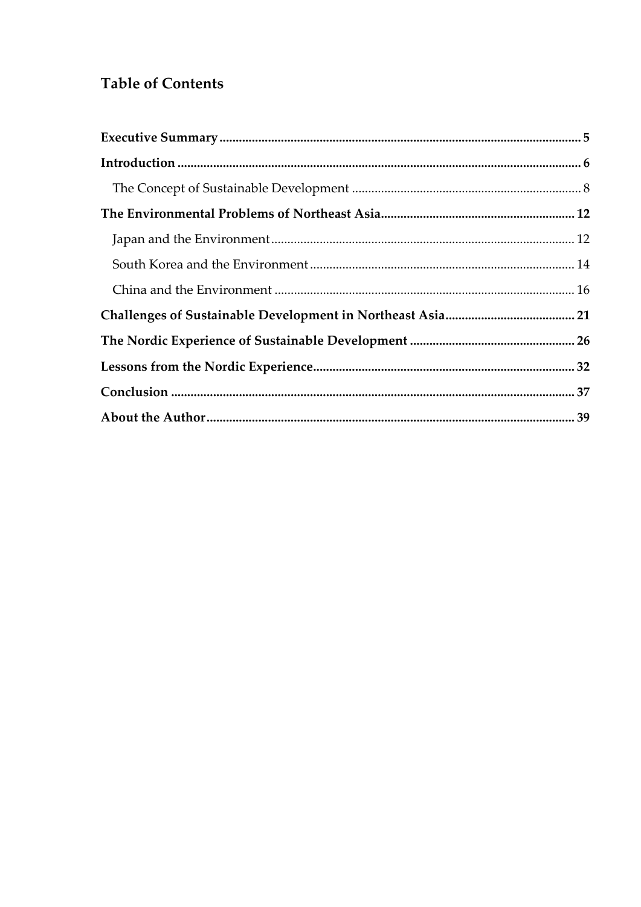## Table of Contents

**Executive Summary** .......... **5**

**Introduction** .......... **6**

- The Concept of Sustainable Development .......... 8

**The Environmental Problems of Northeast Asia** .......... **12**

- Japan and the Environment .......... 12
- South Korea and the Environment .......... 14
- China and the Environment .......... 16

**Challenges of Sustainable Development in Northeast Asia** .......... **21**

**The Nordic Experience of Sustainable Development** .......... **26**

**Lessons from the Nordic Experience** .......... **32**

**Conclusion** .......... **37**

**About the Author** .......... **39**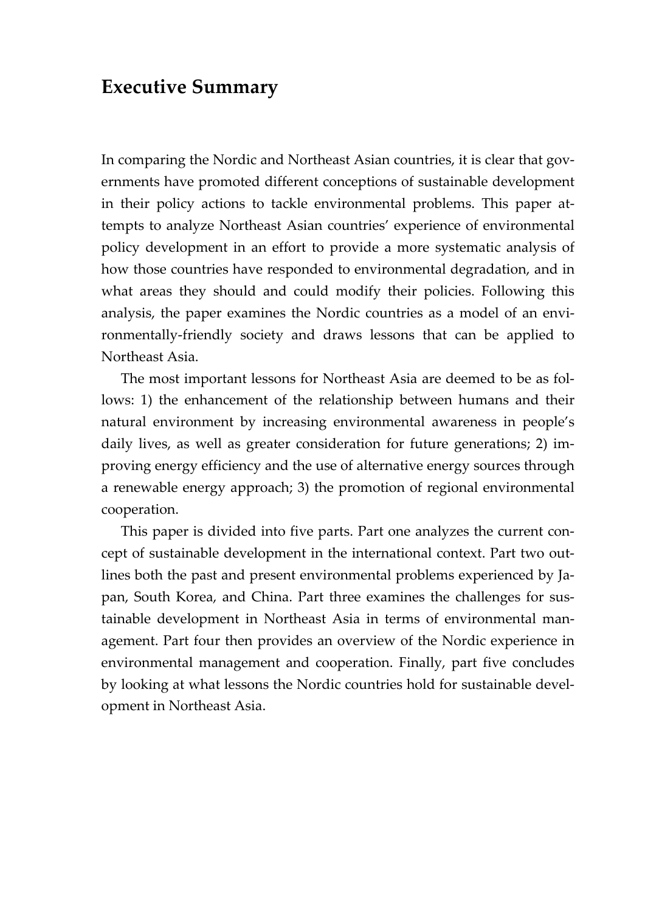## Executive Summary

In comparing the Nordic and Northeast Asian countries, it is clear that governments have promoted different conceptions of sustainable development in their policy actions to tackle environmental problems. This paper attempts to analyze Northeast Asian countries' experience of environmental policy development in an effort to provide a more systematic analysis of how those countries have responded to environmental degradation, and in what areas they should and could modify their policies. Following this analysis, the paper examines the Nordic countries as a model of an environmentally-friendly society and draws lessons that can be applied to Northeast Asia.

The most important lessons for Northeast Asia are deemed to be as follows: 1) the enhancement of the relationship between humans and their natural environment by increasing environmental awareness in people's daily lives, as well as greater consideration for future generations; 2) improving energy efficiency and the use of alternative energy sources through a renewable energy approach; 3) the promotion of regional environmental cooperation.

This paper is divided into five parts. Part one analyzes the current concept of sustainable development in the international context. Part two outlines both the past and present environmental problems experienced by Japan, South Korea, and China. Part three examines the challenges for sustainable development in Northeast Asia in terms of environmental management. Part four then provides an overview of the Nordic experience in environmental management and cooperation. Finally, part five concludes by looking at what lessons the Nordic countries hold for sustainable development in Northeast Asia.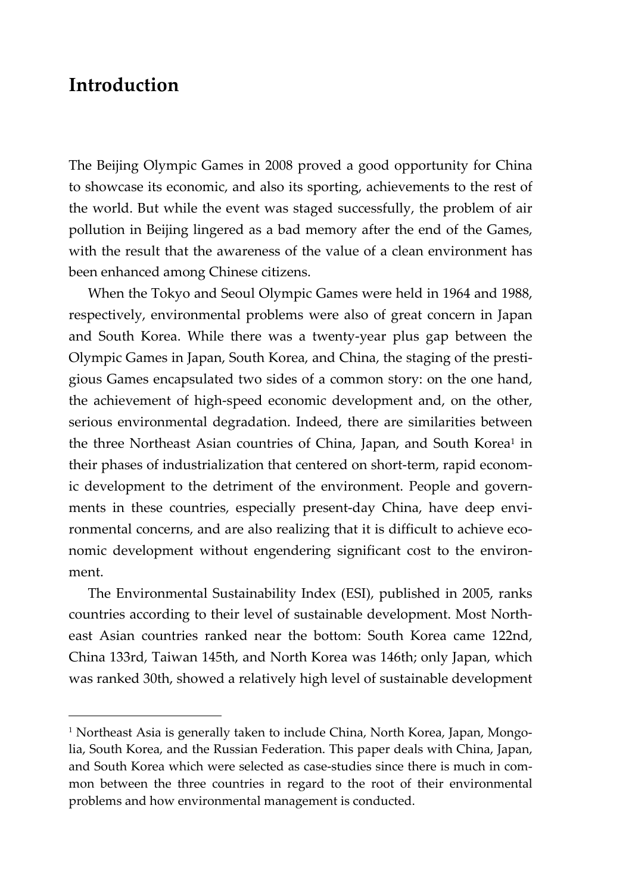# Introduction

The Beijing Olympic Games in 2008 proved a good opportunity for China to showcase its economic, and also its sporting, achievements to the rest of the world. But while the event was staged successfully, the problem of air pollution in Beijing lingered as a bad memory after the end of the Games, with the result that the awareness of the value of a clean environment has been enhanced among Chinese citizens.

When the Tokyo and Seoul Olympic Games were held in 1964 and 1988, respectively, environmental problems were also of great concern in Japan and South Korea. While there was a twenty-year plus gap between the Olympic Games in Japan, South Korea, and China, the staging of the prestigious Games encapsulated two sides of a common story: on the one hand, the achievement of high-speed economic development and, on the other, serious environmental degradation. Indeed, there are similarities between the three Northeast Asian countries of China, Japan, and South Korea[1] in their phases of industrialization that centered on short-term, rapid economic development to the detriment of the environment. People and governments in these countries, especially present-day China, have deep environmental concerns, and are also realizing that it is difficult to achieve economic development without engendering significant cost to the environment.

The Environmental Sustainability Index (ESI), published in 2005, ranks countries according to their level of sustainable development. Most Northeast Asian countries ranked near the bottom: South Korea came 122nd, China 133rd, Taiwan 145th, and North Korea was 146th; only Japan, which was ranked 30th, showed a relatively high level of sustainable development

---

[1] Northeast Asia is generally taken to include China, North Korea, Japan, Mongolia, South Korea, and the Russian Federation. This paper deals with China, Japan, and South Korea which were selected as case-studies since there is much in common between the three countries in regard to the root of their environmental problems and how environmental management is conducted.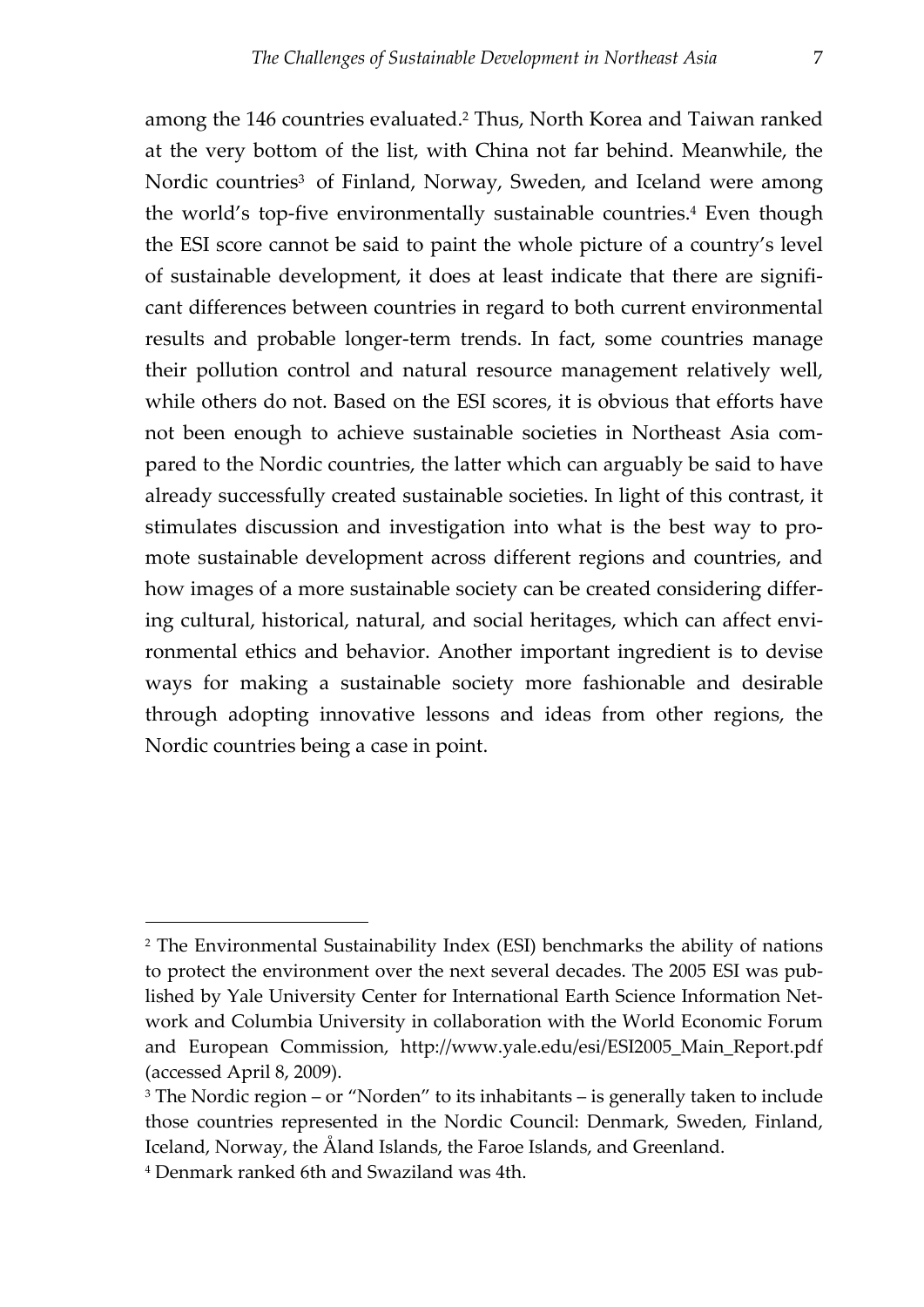among the 146 countries evaluated.[2] Thus, North Korea and Taiwan ranked at the very bottom of the list, with China not far behind. Meanwhile, the Nordic countries[3] of Finland, Norway, Sweden, and Iceland were among the world's top-five environmentally sustainable countries.[4] Even though the ESI score cannot be said to paint the whole picture of a country's level of sustainable development, it does at least indicate that there are significant differences between countries in regard to both current environmental results and probable longer-term trends. In fact, some countries manage their pollution control and natural resource management relatively well, while others do not. Based on the ESI scores, it is obvious that efforts have not been enough to achieve sustainable societies in Northeast Asia compared to the Nordic countries, the latter which can arguably be said to have already successfully created sustainable societies. In light of this contrast, it stimulates discussion and investigation into what is the best way to promote sustainable development across different regions and countries, and how images of a more sustainable society can be created considering differing cultural, historical, natural, and social heritages, which can affect environmental ethics and behavior. Another important ingredient is to devise ways for making a sustainable society more fashionable and desirable through adopting innovative lessons and ideas from other regions, the Nordic countries being a case in point.

---

[2] The Environmental Sustainability Index (ESI) benchmarks the ability of nations to protect the environment over the next several decades. The 2005 ESI was published by Yale University Center for International Earth Science Information Network and Columbia University in collaboration with the World Economic Forum and European Commission, http://www.yale.edu/esi/ESI2005_Main_Report.pdf (accessed April 8, 2009).

[3] The Nordic region – or "Norden" to its inhabitants – is generally taken to include those countries represented in the Nordic Council: Denmark, Sweden, Finland, Iceland, Norway, the Åland Islands, the Faroe Islands, and Greenland.

[4] Denmark ranked 6th and Swaziland was 4th.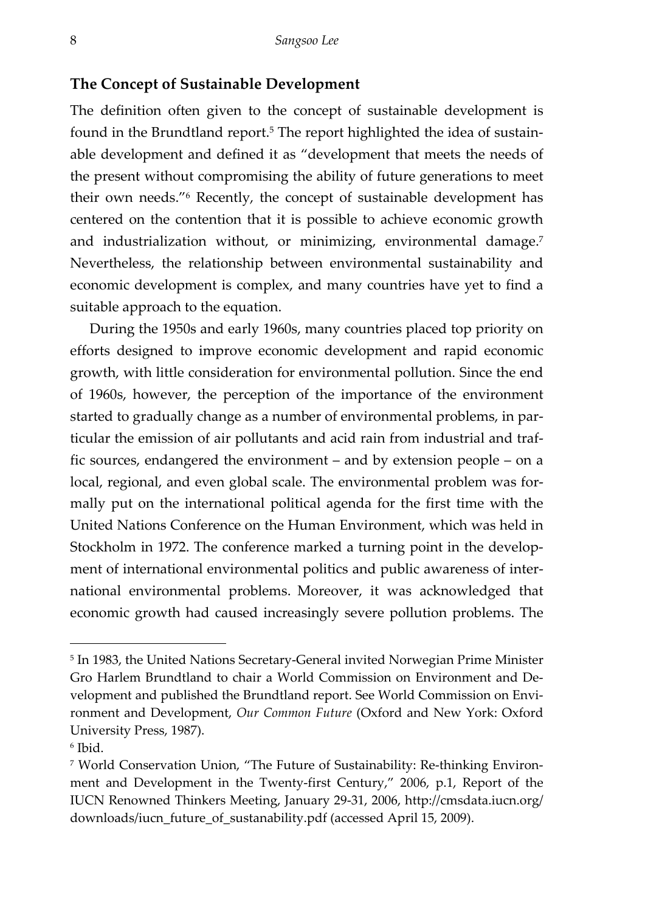## The Concept of Sustainable Development

The definition often given to the concept of sustainable development is found in the Brundtland report.[5] The report highlighted the idea of sustainable development and defined it as "development that meets the needs of the present without compromising the ability of future generations to meet their own needs."[6] Recently, the concept of sustainable development has centered on the contention that it is possible to achieve economic growth and industrialization without, or minimizing, environmental damage.[7] Nevertheless, the relationship between environmental sustainability and economic development is complex, and many countries have yet to find a suitable approach to the equation.

During the 1950s and early 1960s, many countries placed top priority on efforts designed to improve economic development and rapid economic growth, with little consideration for environmental pollution. Since the end of 1960s, however, the perception of the importance of the environment started to gradually change as a number of environmental problems, in particular the emission of air pollutants and acid rain from industrial and traffic sources, endangered the environment – and by extension people – on a local, regional, and even global scale. The environmental problem was formally put on the international political agenda for the first time with the United Nations Conference on the Human Environment, which was held in Stockholm in 1972. The conference marked a turning point in the development of international environmental politics and public awareness of international environmental problems. Moreover, it was acknowledged that economic growth had caused increasingly severe pollution problems. The

---

[5] In 1983, the United Nations Secretary-General invited Norwegian Prime Minister Gro Harlem Brundtland to chair a World Commission on Environment and Development and published the Brundtland report. See World Commission on Environment and Development, *Our Common Future* (Oxford and New York: Oxford University Press, 1987).

[6] Ibid.

[7] World Conservation Union, "The Future of Sustainability: Re-thinking Environment and Development in the Twenty-first Century," 2006, p.1, Report of the IUCN Renowned Thinkers Meeting, January 29-31, 2006, http://cmsdata.iucn.org/downloads/iucn_future_of_sustanability.pdf (accessed April 15, 2009).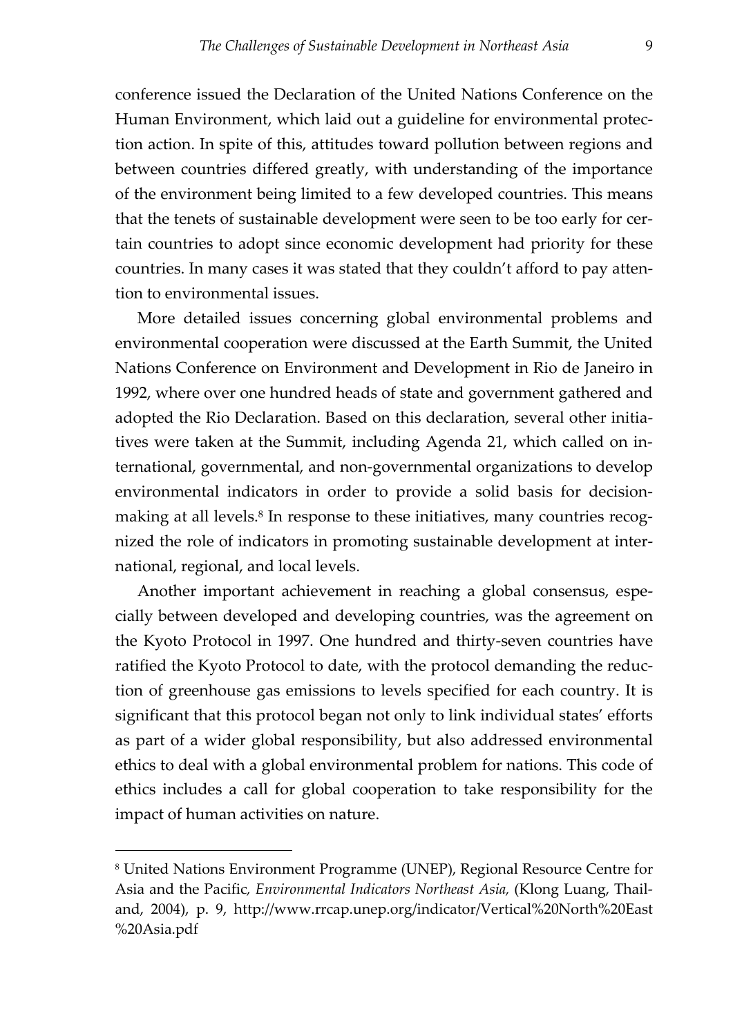conference issued the Declaration of the United Nations Conference on the Human Environment, which laid out a guideline for environmental protection action. In spite of this, attitudes toward pollution between regions and between countries differed greatly, with understanding of the importance of the environment being limited to a few developed countries. This means that the tenets of sustainable development were seen to be too early for certain countries to adopt since economic development had priority for these countries. In many cases it was stated that they couldn't afford to pay attention to environmental issues.

More detailed issues concerning global environmental problems and environmental cooperation were discussed at the Earth Summit, the United Nations Conference on Environment and Development in Rio de Janeiro in 1992, where over one hundred heads of state and government gathered and adopted the Rio Declaration. Based on this declaration, several other initiatives were taken at the Summit, including Agenda 21, which called on international, governmental, and non-governmental organizations to develop environmental indicators in order to provide a solid basis for decision-making at all levels.[8] In response to these initiatives, many countries recognized the role of indicators in promoting sustainable development at international, regional, and local levels.

Another important achievement in reaching a global consensus, especially between developed and developing countries, was the agreement on the Kyoto Protocol in 1997. One hundred and thirty-seven countries have ratified the Kyoto Protocol to date, with the protocol demanding the reduction of greenhouse gas emissions to levels specified for each country. It is significant that this protocol began not only to link individual states' efforts as part of a wider global responsibility, but also addressed environmental ethics to deal with a global environmental problem for nations. This code of ethics includes a call for global cooperation to take responsibility for the impact of human activities on nature.

---

[8] United Nations Environment Programme (UNEP), Regional Resource Centre for Asia and the Pacific, *Environmental Indicators Northeast Asia,* (Klong Luang, Thailand, 2004), p. 9, http://www.rrcap.unep.org/indicator/Vertical%20North%20East%20Asia.pdf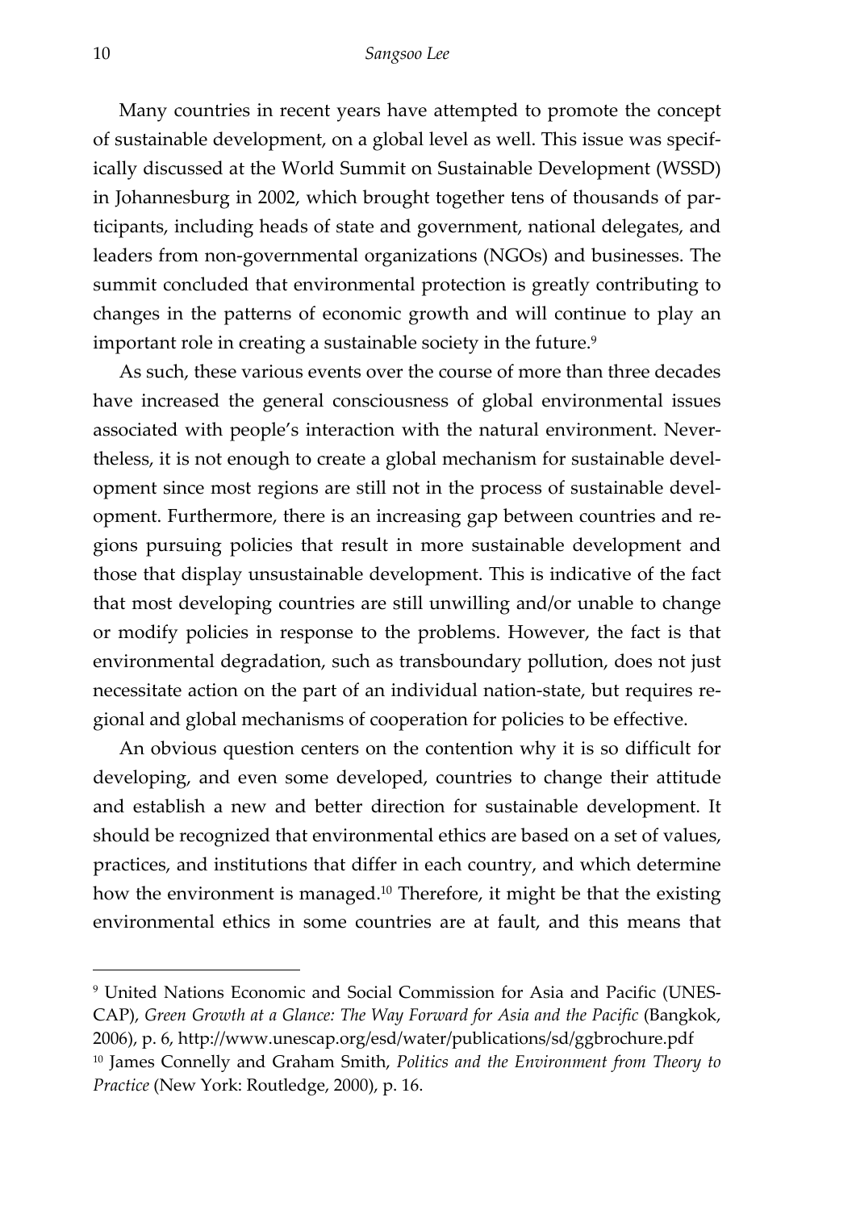Many countries in recent years have attempted to promote the concept of sustainable development, on a global level as well. This issue was specifically discussed at the World Summit on Sustainable Development (WSSD) in Johannesburg in 2002, which brought together tens of thousands of participants, including heads of state and government, national delegates, and leaders from non-governmental organizations (NGOs) and businesses. The summit concluded that environmental protection is greatly contributing to changes in the patterns of economic growth and will continue to play an important role in creating a sustainable society in the future.[9]

As such, these various events over the course of more than three decades have increased the general consciousness of global environmental issues associated with people's interaction with the natural environment. Nevertheless, it is not enough to create a global mechanism for sustainable development since most regions are still not in the process of sustainable development. Furthermore, there is an increasing gap between countries and regions pursuing policies that result in more sustainable development and those that display unsustainable development. This is indicative of the fact that most developing countries are still unwilling and/or unable to change or modify policies in response to the problems. However, the fact is that environmental degradation, such as transboundary pollution, does not just necessitate action on the part of an individual nation-state, but requires regional and global mechanisms of cooperation for policies to be effective.

An obvious question centers on the contention why it is so difficult for developing, and even some developed, countries to change their attitude and establish a new and better direction for sustainable development. It should be recognized that environmental ethics are based on a set of values, practices, and institutions that differ in each country, and which determine how the environment is managed.[10] Therefore, it might be that the existing environmental ethics in some countries are at fault, and this means that

---

[9] United Nations Economic and Social Commission for Asia and Pacific (UNESCAP), *Green Growth at a Glance: The Way Forward for Asia and the Pacific* (Bangkok, 2006), p. 6, http://www.unescap.org/esd/water/publications/sd/ggbrochure.pdf

[10] James Connelly and Graham Smith, *Politics and the Environment from Theory to Practice* (New York: Routledge, 2000), p. 16.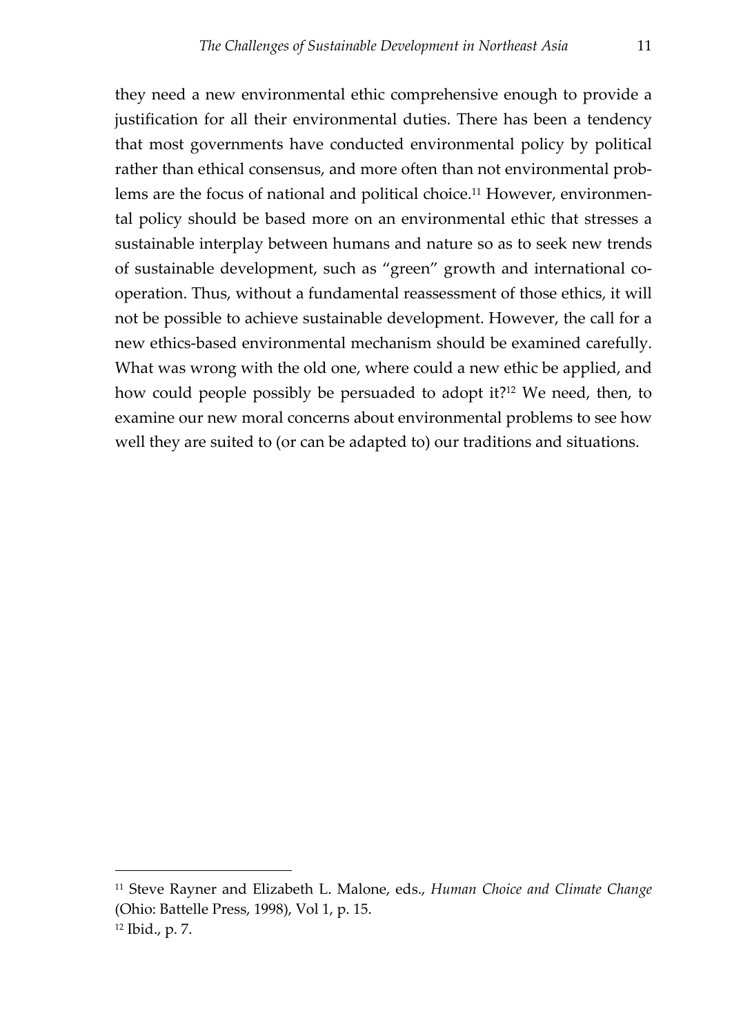they need a new environmental ethic comprehensive enough to provide a justification for all their environmental duties. There has been a tendency that most governments have conducted environmental policy by political rather than ethical consensus, and more often than not environmental problems are the focus of national and political choice.[11] However, environmental policy should be based more on an environmental ethic that stresses a sustainable interplay between humans and nature so as to seek new trends of sustainable development, such as "green" growth and international cooperation. Thus, without a fundamental reassessment of those ethics, it will not be possible to achieve sustainable development. However, the call for a new ethics-based environmental mechanism should be examined carefully. What was wrong with the old one, where could a new ethic be applied, and how could people possibly be persuaded to adopt it?[12] We need, then, to examine our new moral concerns about environmental problems to see how well they are suited to (or can be adapted to) our traditions and situations.

---

[11] Steve Rayner and Elizabeth L. Malone, eds., *Human Choice and Climate Change* (Ohio: Battelle Press, 1998), Vol 1, p. 15.

[12] Ibid., p. 7.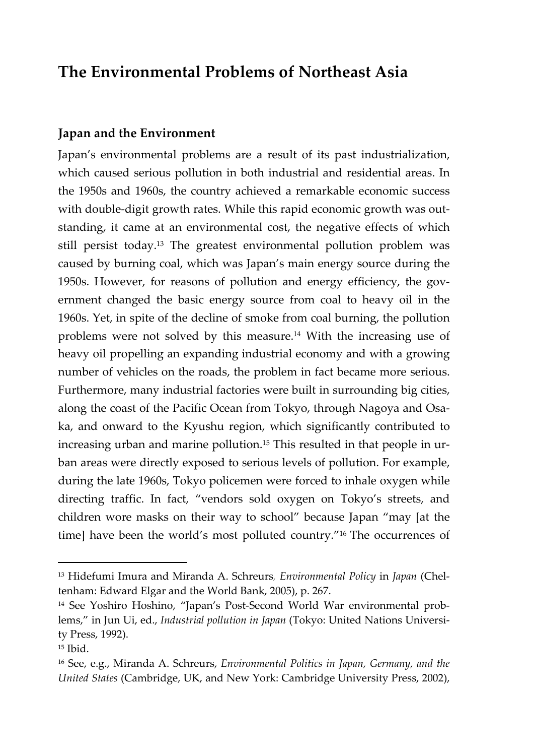# The Environmental Problems of Northeast Asia

## Japan and the Environment

Japan's environmental problems are a result of its past industrialization, which caused serious pollution in both industrial and residential areas. In the 1950s and 1960s, the country achieved a remarkable economic success with double-digit growth rates. While this rapid economic growth was outstanding, it came at an environmental cost, the negative effects of which still persist today.[13] The greatest environmental pollution problem was caused by burning coal, which was Japan's main energy source during the 1950s. However, for reasons of pollution and energy efficiency, the government changed the basic energy source from coal to heavy oil in the 1960s. Yet, in spite of the decline of smoke from coal burning, the pollution problems were not solved by this measure.[14] With the increasing use of heavy oil propelling an expanding industrial economy and with a growing number of vehicles on the roads, the problem in fact became more serious. Furthermore, many industrial factories were built in surrounding big cities, along the coast of the Pacific Ocean from Tokyo, through Nagoya and Osaka, and onward to the Kyushu region, which significantly contributed to increasing urban and marine pollution.[15] This resulted in that people in urban areas were directly exposed to serious levels of pollution. For example, during the late 1960s, Tokyo policemen were forced to inhale oxygen while directing traffic. In fact, "vendors sold oxygen on Tokyo's streets, and children wore masks on their way to school" because Japan "may [at the time] have been the world's most polluted country."[16] The occurrences of

---

[13] Hidefumi Imura and Miranda A. Schreurs, *Environmental Policy* in *Japan* (Cheltenham: Edward Elgar and the World Bank, 2005), p. 267.

[14] See Yoshiro Hoshino, "Japan's Post-Second World War environmental problems," in Jun Ui, ed., *Industrial pollution in Japan* (Tokyo: United Nations University Press, 1992).

[15] Ibid.

[16] See, e.g., Miranda A. Schreurs, *Environmental Politics in Japan, Germany, and the United States* (Cambridge, UK, and New York: Cambridge University Press, 2002),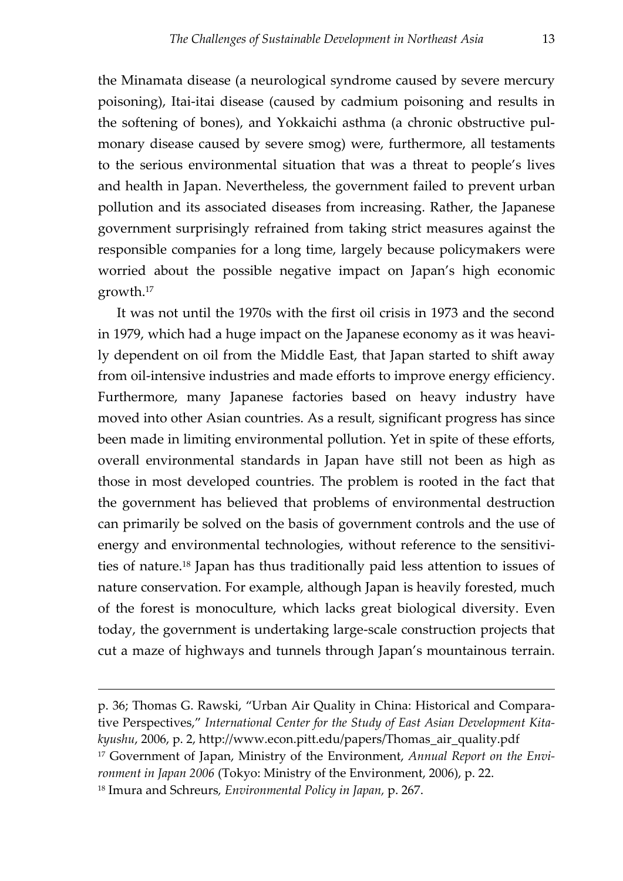the Minamata disease (a neurological syndrome caused by severe mercury poisoning), Itai-itai disease (caused by cadmium poisoning and results in the softening of bones), and Yokkaichi asthma (a chronic obstructive pulmonary disease caused by severe smog) were, furthermore, all testaments to the serious environmental situation that was a threat to people's lives and health in Japan. Nevertheless, the government failed to prevent urban pollution and its associated diseases from increasing. Rather, the Japanese government surprisingly refrained from taking strict measures against the responsible companies for a long time, largely because policymakers were worried about the possible negative impact on Japan's high economic growth.[17]

It was not until the 1970s with the first oil crisis in 1973 and the second in 1979, which had a huge impact on the Japanese economy as it was heavily dependent on oil from the Middle East, that Japan started to shift away from oil-intensive industries and made efforts to improve energy efficiency. Furthermore, many Japanese factories based on heavy industry have moved into other Asian countries. As a result, significant progress has since been made in limiting environmental pollution. Yet in spite of these efforts, overall environmental standards in Japan have still not been as high as those in most developed countries. The problem is rooted in the fact that the government has believed that problems of environmental destruction can primarily be solved on the basis of government controls and the use of energy and environmental technologies, without reference to the sensitivities of nature.[18] Japan has thus traditionally paid less attention to issues of nature conservation. For example, although Japan is heavily forested, much of the forest is monoculture, which lacks great biological diversity. Even today, the government is undertaking large-scale construction projects that cut a maze of highways and tunnels through Japan's mountainous terrain.

---

p. 36; Thomas G. Rawski, "Urban Air Quality in China: Historical and Comparative Perspectives," *International Center for the Study of East Asian Development Kitakyushu*, 2006, p. 2, http://www.econ.pitt.edu/papers/Thomas_air_quality.pdf

[17] Government of Japan, Ministry of the Environment, *Annual Report on the Environment in Japan 2006* (Tokyo: Ministry of the Environment, 2006), p. 22.

[18] Imura and Schreurs, *Environmental Policy in Japan,* p. 267.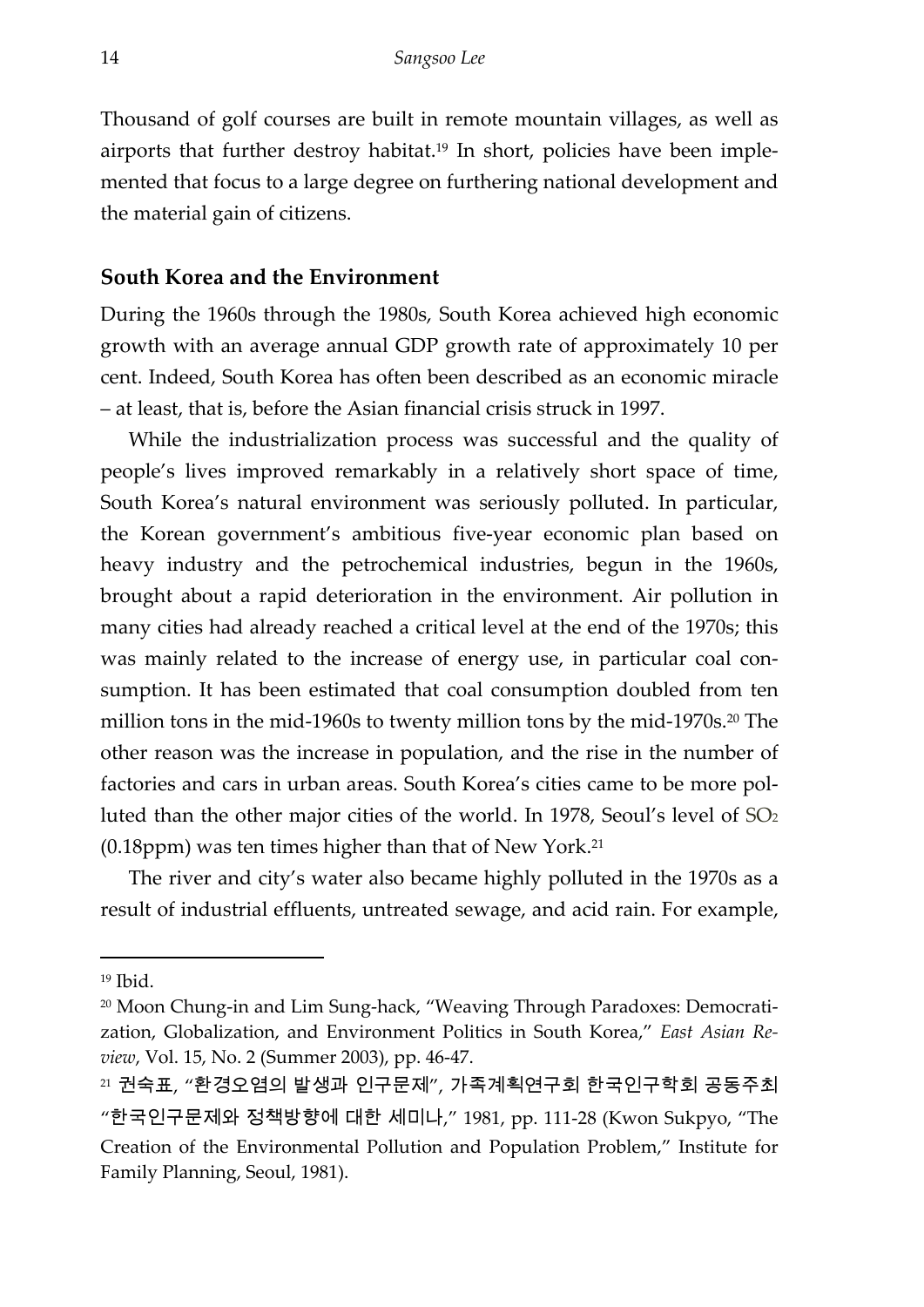Thousand of golf courses are built in remote mountain villages, as well as airports that further destroy habitat.[19] In short, policies have been implemented that focus to a large degree on furthering national development and the material gain of citizens.

## South Korea and the Environment

During the 1960s through the 1980s, South Korea achieved high economic growth with an average annual GDP growth rate of approximately 10 per cent. Indeed, South Korea has often been described as an economic miracle – at least, that is, before the Asian financial crisis struck in 1997.

While the industrialization process was successful and the quality of people's lives improved remarkably in a relatively short space of time, South Korea's natural environment was seriously polluted. In particular, the Korean government's ambitious five-year economic plan based on heavy industry and the petrochemical industries, begun in the 1960s, brought about a rapid deterioration in the environment. Air pollution in many cities had already reached a critical level at the end of the 1970s; this was mainly related to the increase of energy use, in particular coal consumption. It has been estimated that coal consumption doubled from ten million tons in the mid-1960s to twenty million tons by the mid-1970s.[20] The other reason was the increase in population, and the rise in the number of factories and cars in urban areas. South Korea's cities came to be more polluted than the other major cities of the world. In 1978, Seoul's level of $SO_2$ (0.18ppm) was ten times higher than that of New York.[21]

The river and city's water also became highly polluted in the 1970s as a result of industrial effluents, untreated sewage, and acid rain. For example,

---

[19] Ibid.

[20] Moon Chung-in and Lim Sung-hack, "Weaving Through Paradoxes: Democratization, Globalization, and Environment Politics in South Korea," *East Asian Review*, Vol. 15, No. 2 (Summer 2003), pp. 46-47.

[21] 권숙표, "환경오염의 발생과 인구문제", 가족계획연구회 한국인구학회 공동주최 "한국인구문제와 정책방향에 대한 세미나," 1981, pp. 111-28 (Kwon Sukpyo, "The Creation of the Environmental Pollution and Population Problem," Institute for Family Planning, Seoul, 1981).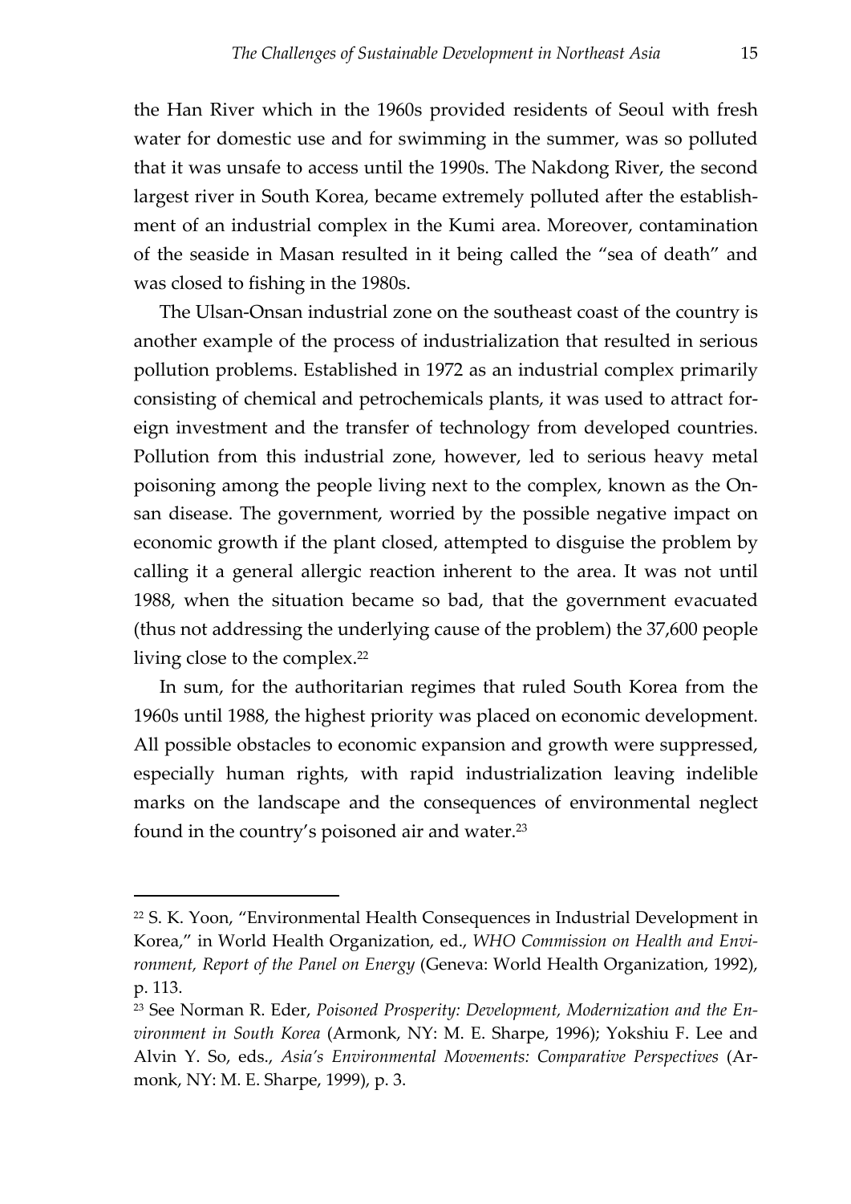the Han River which in the 1960s provided residents of Seoul with fresh water for domestic use and for swimming in the summer, was so polluted that it was unsafe to access until the 1990s. The Nakdong River, the second largest river in South Korea, became extremely polluted after the establishment of an industrial complex in the Kumi area. Moreover, contamination of the seaside in Masan resulted in it being called the "sea of death" and was closed to fishing in the 1980s.

The Ulsan-Onsan industrial zone on the southeast coast of the country is another example of the process of industrialization that resulted in serious pollution problems. Established in 1972 as an industrial complex primarily consisting of chemical and petrochemicals plants, it was used to attract foreign investment and the transfer of technology from developed countries. Pollution from this industrial zone, however, led to serious heavy metal poisoning among the people living next to the complex, known as the Onsan disease. The government, worried by the possible negative impact on economic growth if the plant closed, attempted to disguise the problem by calling it a general allergic reaction inherent to the area. It was not until 1988, when the situation became so bad, that the government evacuated (thus not addressing the underlying cause of the problem) the 37,600 people living close to the complex.[22]

In sum, for the authoritarian regimes that ruled South Korea from the 1960s until 1988, the highest priority was placed on economic development. All possible obstacles to economic expansion and growth were suppressed, especially human rights, with rapid industrialization leaving indelible marks on the landscape and the consequences of environmental neglect found in the country's poisoned air and water.[23]

---

[22] S. K. Yoon, "Environmental Health Consequences in Industrial Development in Korea," in World Health Organization, ed., *WHO Commission on Health and Environment, Report of the Panel on Energy* (Geneva: World Health Organization, 1992), p. 113.

[23] See Norman R. Eder, *Poisoned Prosperity: Development, Modernization and the Environment in South Korea* (Armonk, NY: M. E. Sharpe, 1996); Yokshiu F. Lee and Alvin Y. So, eds., *Asia's Environmental Movements: Comparative Perspectives* (Armonk, NY: M. E. Sharpe, 1999), p. 3.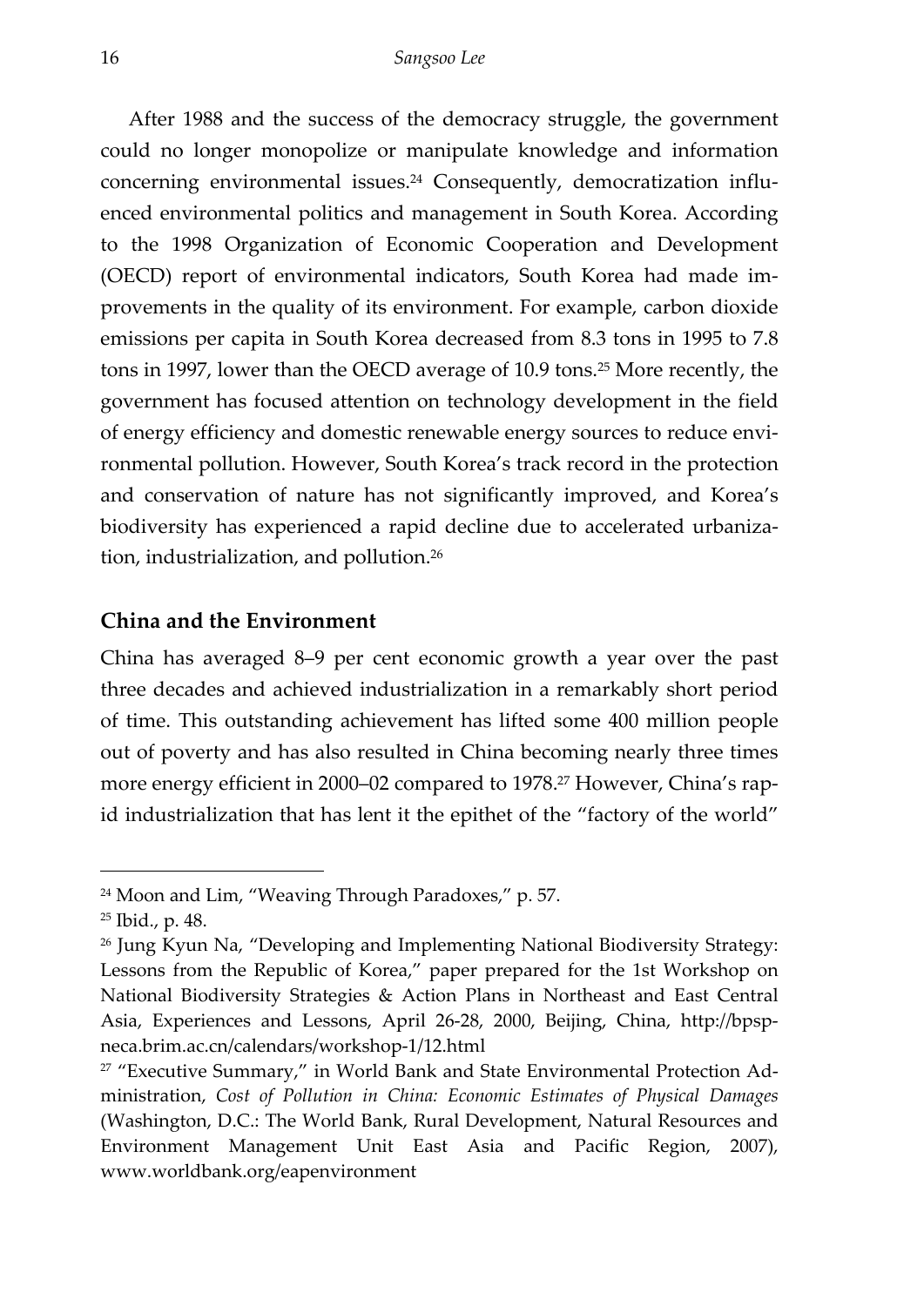After 1988 and the success of the democracy struggle, the government could no longer monopolize or manipulate knowledge and information concerning environmental issues.[24] Consequently, democratization influenced environmental politics and management in South Korea. According to the 1998 Organization of Economic Cooperation and Development (OECD) report of environmental indicators, South Korea had made improvements in the quality of its environment. For example, carbon dioxide emissions per capita in South Korea decreased from 8.3 tons in 1995 to 7.8 tons in 1997, lower than the OECD average of 10.9 tons.[25] More recently, the government has focused attention on technology development in the field of energy efficiency and domestic renewable energy sources to reduce environmental pollution. However, South Korea's track record in the protection and conservation of nature has not significantly improved, and Korea's biodiversity has experienced a rapid decline due to accelerated urbanization, industrialization, and pollution.[26]

## China and the Environment

China has averaged 8–9 per cent economic growth a year over the past three decades and achieved industrialization in a remarkably short period of time. This outstanding achievement has lifted some 400 million people out of poverty and has also resulted in China becoming nearly three times more energy efficient in 2000–02 compared to 1978.[27] However, China's rapid industrialization that has lent it the epithet of the "factory of the world"

---

[24] Moon and Lim, "Weaving Through Paradoxes," p. 57.

[25] Ibid., p. 48.

[26] Jung Kyun Na, "Developing and Implementing National Biodiversity Strategy: Lessons from the Republic of Korea," paper prepared for the 1st Workshop on National Biodiversity Strategies & Action Plans in Northeast and East Central Asia, Experiences and Lessons, April 26-28, 2000, Beijing, China, http://bpsp-neca.brim.ac.cn/calendars/workshop-1/12.html

[27] "Executive Summary," in World Bank and State Environmental Protection Administration, *Cost of Pollution in China: Economic Estimates of Physical Damages* (Washington, D.C.: The World Bank, Rural Development, Natural Resources and Environment Management Unit East Asia and Pacific Region, 2007), www.worldbank.org/eapenvironment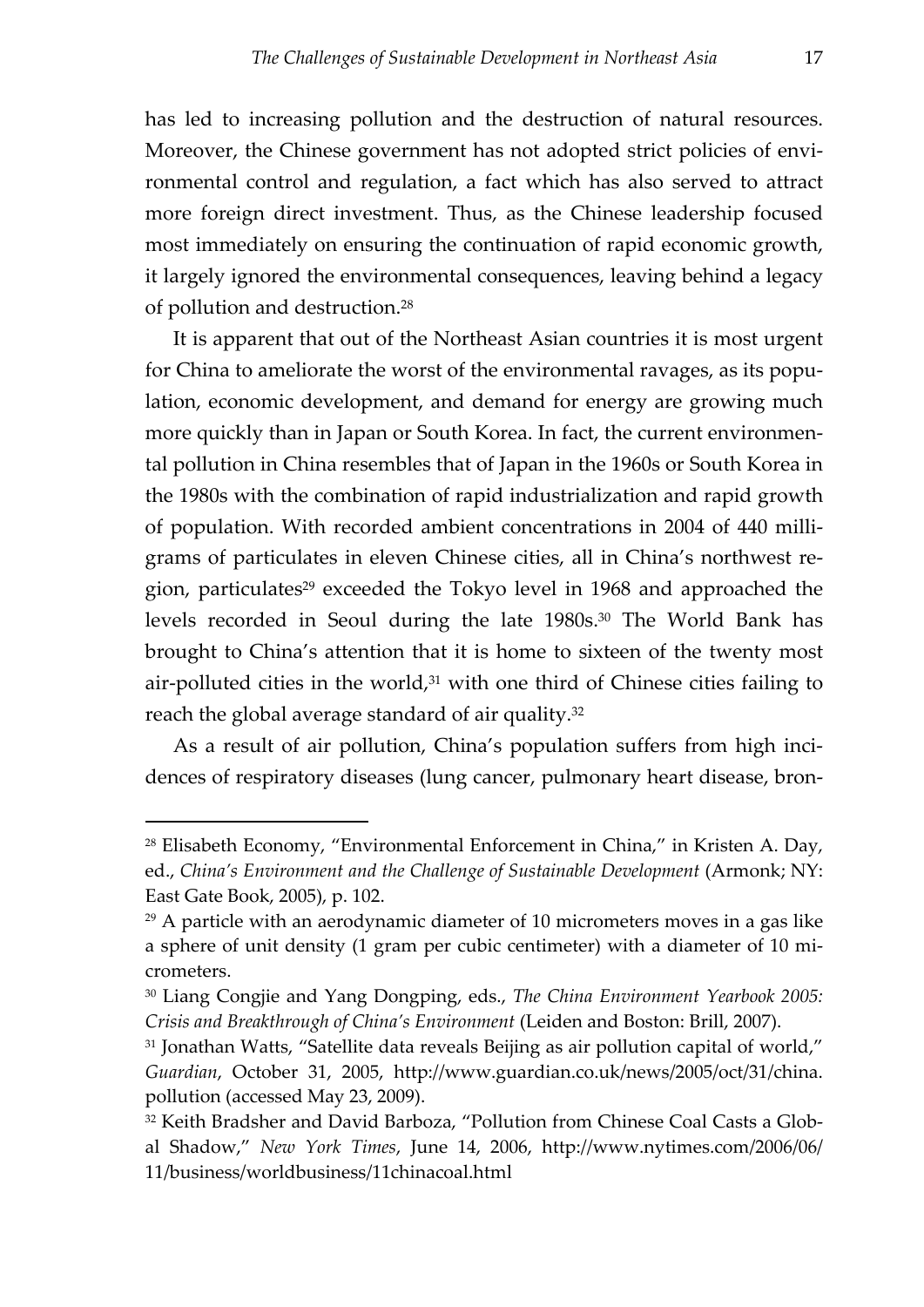has led to increasing pollution and the destruction of natural resources. Moreover, the Chinese government has not adopted strict policies of environmental control and regulation, a fact which has also served to attract more foreign direct investment. Thus, as the Chinese leadership focused most immediately on ensuring the continuation of rapid economic growth, it largely ignored the environmental consequences, leaving behind a legacy of pollution and destruction.[28]

It is apparent that out of the Northeast Asian countries it is most urgent for China to ameliorate the worst of the environmental ravages, as its population, economic development, and demand for energy are growing much more quickly than in Japan or South Korea. In fact, the current environmental pollution in China resembles that of Japan in the 1960s or South Korea in the 1980s with the combination of rapid industrialization and rapid growth of population. With recorded ambient concentrations in 2004 of 440 milligrams of particulates in eleven Chinese cities, all in China's northwest region, particulates[29] exceeded the Tokyo level in 1968 and approached the levels recorded in Seoul during the late 1980s.[30] The World Bank has brought to China's attention that it is home to sixteen of the twenty most air-polluted cities in the world,[31] with one third of Chinese cities failing to reach the global average standard of air quality.[32]

As a result of air pollution, China's population suffers from high incidences of respiratory diseases (lung cancer, pulmonary heart disease, bron-

---

[28] Elisabeth Economy, "Environmental Enforcement in China," in Kristen A. Day, ed., *China's Environment and the Challenge of Sustainable Development* (Armonk; NY: East Gate Book, 2005), p. 102.

[29] A particle with an aerodynamic diameter of 10 micrometers moves in a gas like a sphere of unit density (1 gram per cubic centimeter) with a diameter of 10 micrometers.

[30] Liang Congjie and Yang Dongping, eds., *The China Environment Yearbook 2005: Crisis and Breakthrough of China's Environment* (Leiden and Boston: Brill, 2007).

[31] Jonathan Watts, "Satellite data reveals Beijing as air pollution capital of world," *Guardian*, October 31, 2005, http://www.guardian.co.uk/news/2005/oct/31/china.pollution (accessed May 23, 2009).

[32] Keith Bradsher and David Barboza, "Pollution from Chinese Coal Casts a Global Shadow," *New York Times*, June 14, 2006, http://www.nytimes.com/2006/06/11/business/worldbusiness/11chinacoal.html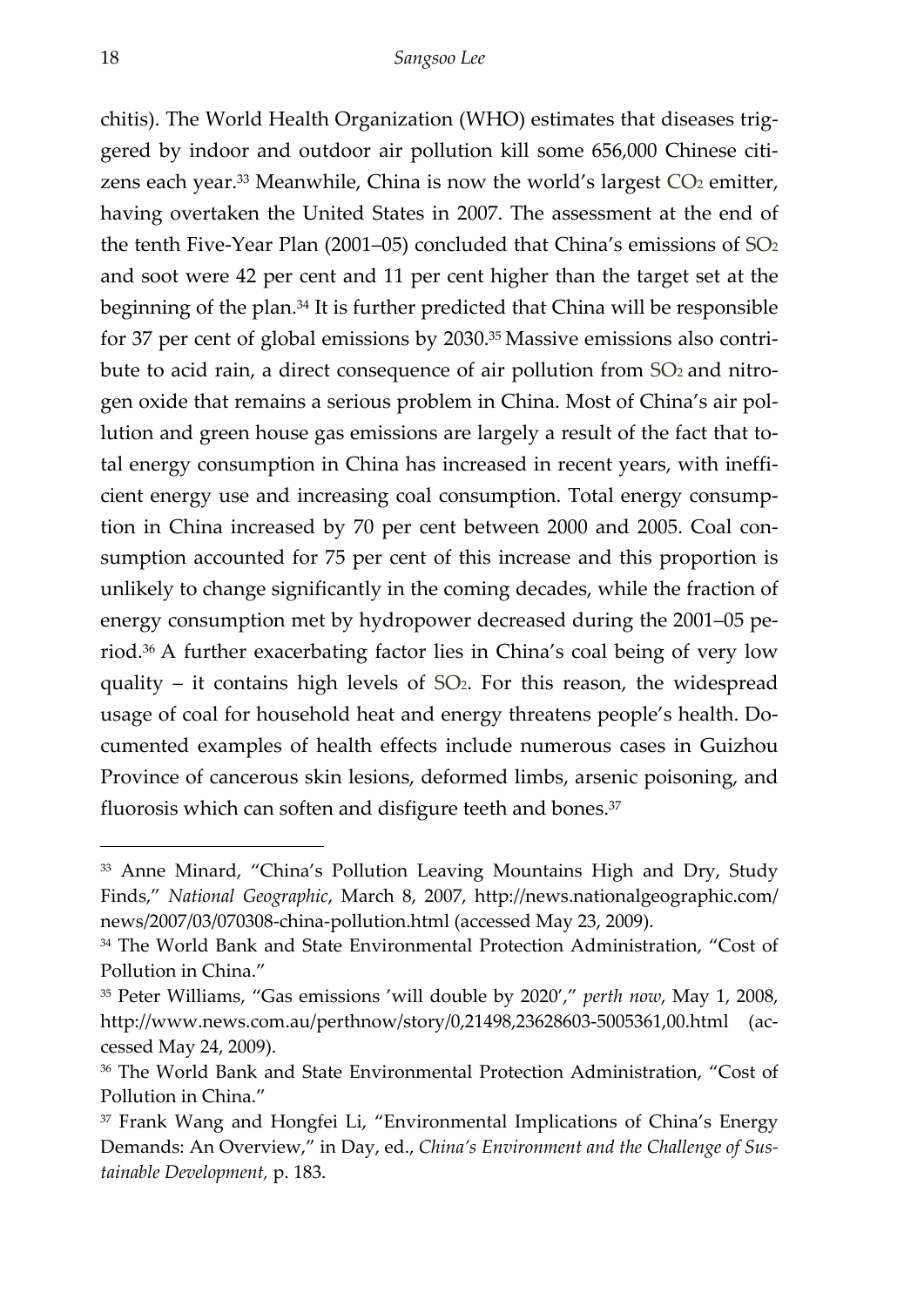chitis). The World Health Organization (WHO) estimates that diseases triggered by indoor and outdoor air pollution kill some 656,000 Chinese citizens each year.[33] Meanwhile, China is now the world's largest $CO_2$ emitter, having overtaken the United States in 2007. The assessment at the end of the tenth Five-Year Plan (2001–05) concluded that China's emissions of $SO_2$ and soot were 42 per cent and 11 per cent higher than the target set at the beginning of the plan.[34] It is further predicted that China will be responsible for 37 per cent of global emissions by 2030.[35] Massive emissions also contribute to acid rain, a direct consequence of air pollution from $SO_2$ and nitrogen oxide that remains a serious problem in China. Most of China's air pollution and green house gas emissions are largely a result of the fact that total energy consumption in China has increased in recent years, with inefficient energy use and increasing coal consumption. Total energy consumption in China increased by 70 per cent between 2000 and 2005. Coal consumption accounted for 75 per cent of this increase and this proportion is unlikely to change significantly in the coming decades, while the fraction of energy consumption met by hydropower decreased during the 2001–05 period.[36] A further exacerbating factor lies in China's coal being of very low quality – it contains high levels of $SO_2$. For this reason, the widespread usage of coal for household heat and energy threatens people's health. Documented examples of health effects include numerous cases in Guizhou Province of cancerous skin lesions, deformed limbs, arsenic poisoning, and fluorosis which can soften and disfigure teeth and bones.[37]

---

[33] Anne Minard, "China's Pollution Leaving Mountains High and Dry, Study Finds," *National Geographic*, March 8, 2007, http://news.nationalgeographic.com/news/2007/03/070308-china-pollution.html (accessed May 23, 2009).

[34] The World Bank and State Environmental Protection Administration, "Cost of Pollution in China."

[35] Peter Williams, "Gas emissions 'will double by 2020'," *perth now*, May 1, 2008, http://www.news.com.au/perthnow/story/0,21498,23628603-5005361,00.html (accessed May 24, 2009).

[36] The World Bank and State Environmental Protection Administration, "Cost of Pollution in China."

[37] Frank Wang and Hongfei Li, "Environmental Implications of China's Energy Demands: An Overview," in Day, ed., *China's Environment and the Challenge of Sustainable Development,* p. 183.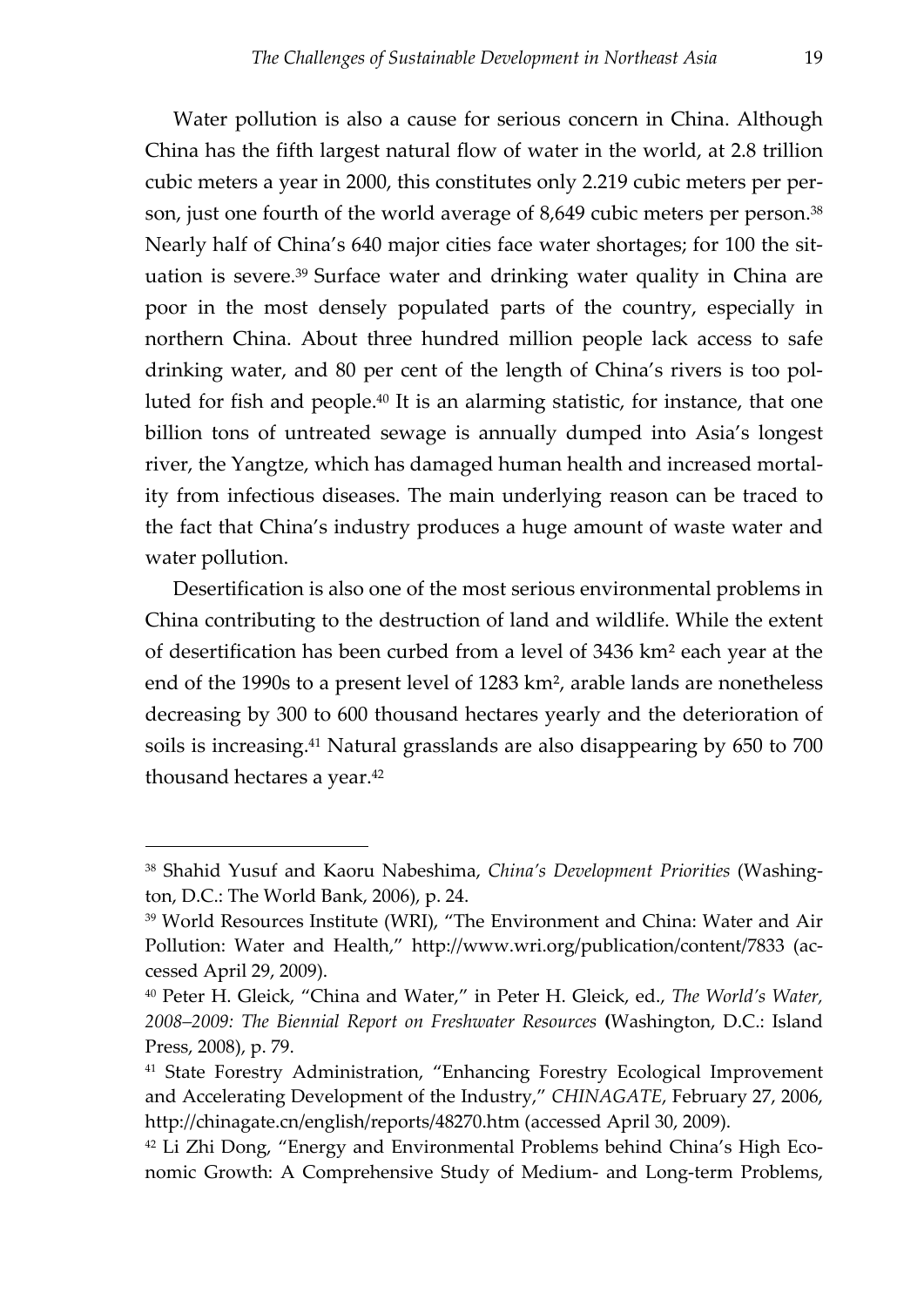Water pollution is also a cause for serious concern in China. Although China has the fifth largest natural flow of water in the world, at 2.8 trillion cubic meters a year in 2000, this constitutes only 2.219 cubic meters per person, just one fourth of the world average of 8,649 cubic meters per person.[38] Nearly half of China's 640 major cities face water shortages; for 100 the situation is severe.[39] Surface water and drinking water quality in China are poor in the most densely populated parts of the country, especially in northern China. About three hundred million people lack access to safe drinking water, and 80 per cent of the length of China's rivers is too polluted for fish and people.[40] It is an alarming statistic, for instance, that one billion tons of untreated sewage is annually dumped into Asia's longest river, the Yangtze, which has damaged human health and increased mortality from infectious diseases. The main underlying reason can be traced to the fact that China's industry produces a huge amount of waste water and water pollution.

Desertification is also one of the most serious environmental problems in China contributing to the destruction of land and wildlife. While the extent of desertification has been curbed from a level of 3436 km² each year at the end of the 1990s to a present level of 1283 km², arable lands are nonetheless decreasing by 300 to 600 thousand hectares yearly and the deterioration of soils is increasing.[41] Natural grasslands are also disappearing by 650 to 700 thousand hectares a year.[42]

---

[38] Shahid Yusuf and Kaoru Nabeshima, *China's Development Priorities* (Washington, D.C.: The World Bank, 2006), p. 24.

[39] World Resources Institute (WRI), "The Environment and China: Water and Air Pollution: Water and Health," http://www.wri.org/publication/content/7833 (accessed April 29, 2009).

[40] Peter H. Gleick, "China and Water," in Peter H. Gleick, ed., *The World's Water, 2008–2009: The Biennial Report on Freshwater Resources* (Washington, D.C.: Island Press, 2008), p. 79.

[41] State Forestry Administration, "Enhancing Forestry Ecological Improvement and Accelerating Development of the Industry," *CHINAGATE*, February 27, 2006, http://chinagate.cn/english/reports/48270.htm (accessed April 30, 2009).

[42] Li Zhi Dong, "Energy and Environmental Problems behind China's High Economic Growth: A Comprehensive Study of Medium- and Long-term Problems,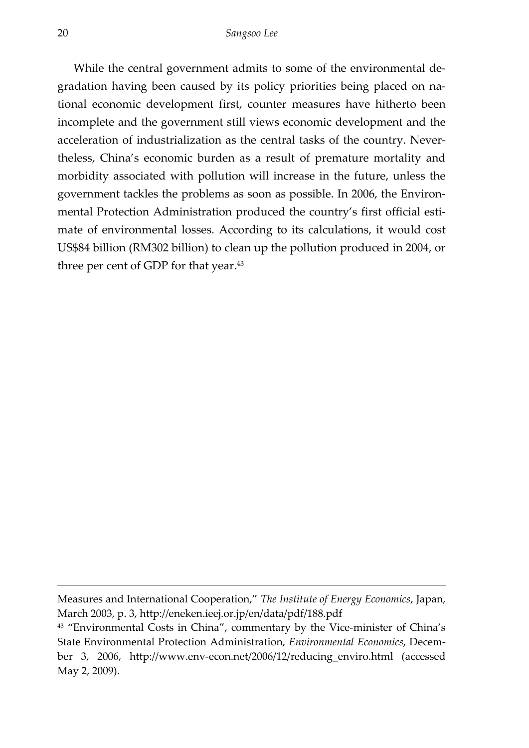While the central government admits to some of the environmental degradation having been caused by its policy priorities being placed on national economic development first, counter measures have hitherto been incomplete and the government still views economic development and the acceleration of industrialization as the central tasks of the country. Nevertheless, China's economic burden as a result of premature mortality and morbidity associated with pollution will increase in the future, unless the government tackles the problems as soon as possible. In 2006, the Environmental Protection Administration produced the country's first official estimate of environmental losses. According to its calculations, it would cost US$84 billion (RM302 billion) to clean up the pollution produced in 2004, or three per cent of GDP for that year.[43]

---

Measures and International Cooperation," *The Institute of Energy Economics*, Japan, March 2003, p. 3, http://eneken.ieej.or.jp/en/data/pdf/188.pdf

[43] "Environmental Costs in China", commentary by the Vice-minister of China's State Environmental Protection Administration, *Environmental Economics*, December 3, 2006, http://www.env-econ.net/2006/12/reducing_enviro.html (accessed May 2, 2009).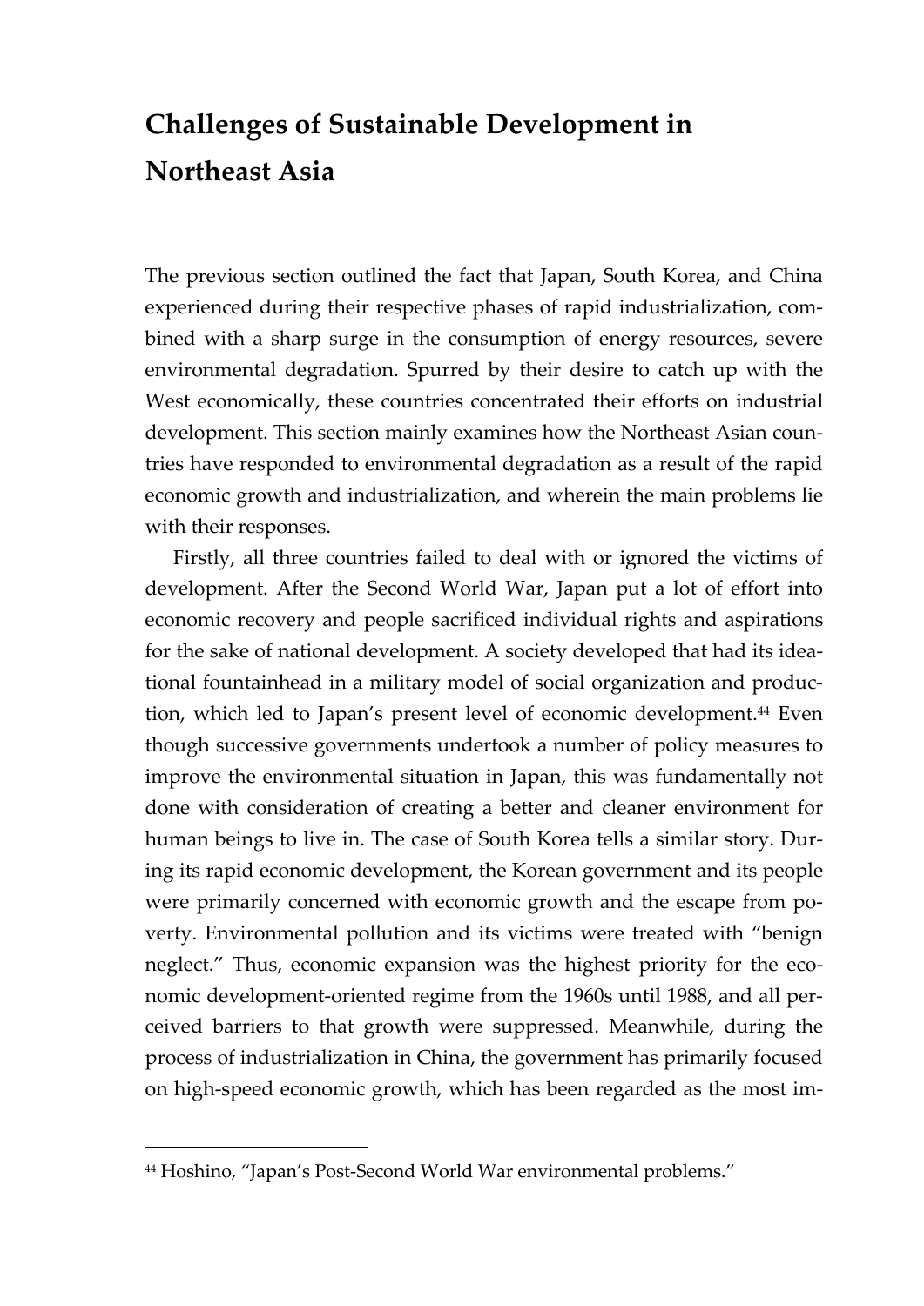## Challenges of Sustainable Development in Northeast Asia

The previous section outlined the fact that Japan, South Korea, and China experienced during their respective phases of rapid industrialization, combined with a sharp surge in the consumption of energy resources, severe environmental degradation. Spurred by their desire to catch up with the West economically, these countries concentrated their efforts on industrial development. This section mainly examines how the Northeast Asian countries have responded to environmental degradation as a result of the rapid economic growth and industrialization, and wherein the main problems lie with their responses.

Firstly, all three countries failed to deal with or ignored the victims of development. After the Second World War, Japan put a lot of effort into economic recovery and people sacrificed individual rights and aspirations for the sake of national development. A society developed that had its ideational fountainhead in a military model of social organization and production, which led to Japan's present level of economic development.[44] Even though successive governments undertook a number of policy measures to improve the environmental situation in Japan, this was fundamentally not done with consideration of creating a better and cleaner environment for human beings to live in. The case of South Korea tells a similar story. During its rapid economic development, the Korean government and its people were primarily concerned with economic growth and the escape from poverty. Environmental pollution and its victims were treated with "benign neglect." Thus, economic expansion was the highest priority for the economic development-oriented regime from the 1960s until 1988, and all perceived barriers to that growth were suppressed. Meanwhile, during the process of industrialization in China, the government has primarily focused on high-speed economic growth, which has been regarded as the most im-

---

[44] Hoshino, "Japan's Post-Second World War environmental problems."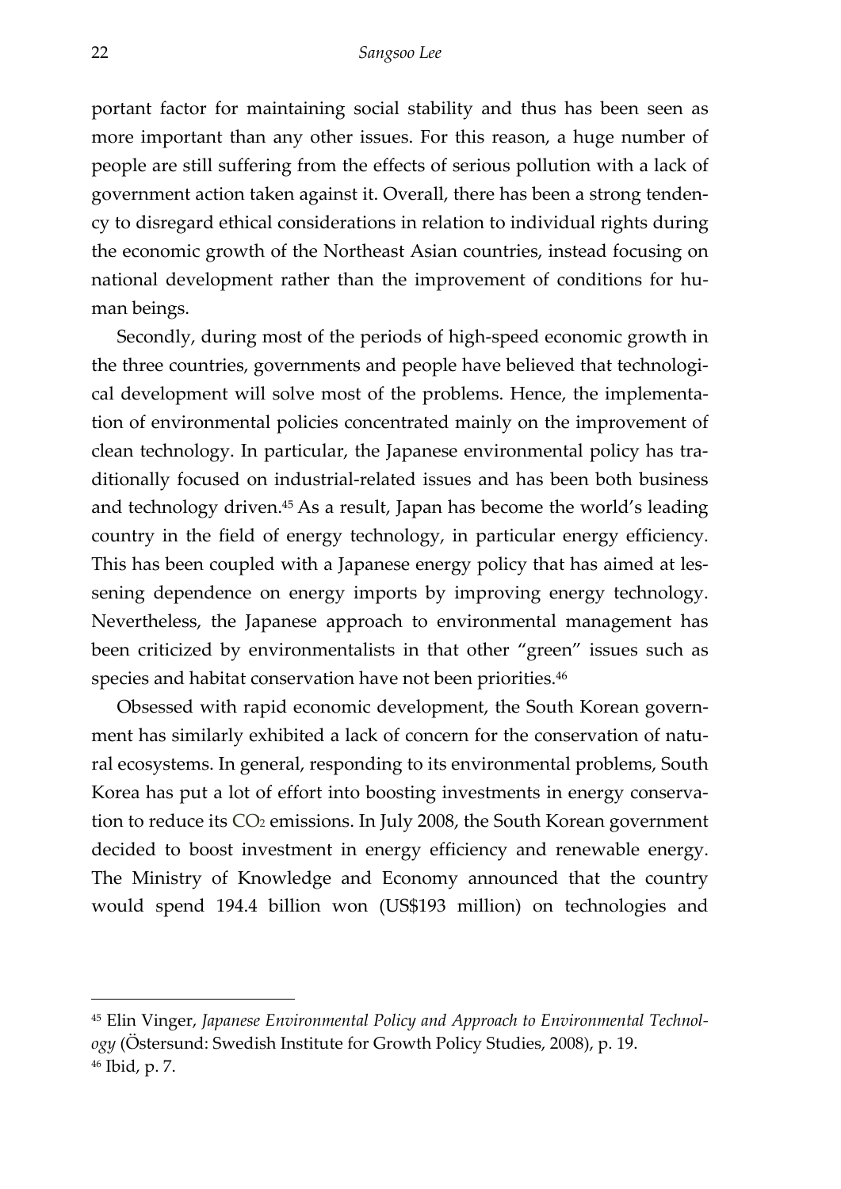portant factor for maintaining social stability and thus has been seen as more important than any other issues. For this reason, a huge number of people are still suffering from the effects of serious pollution with a lack of government action taken against it. Overall, there has been a strong tendency to disregard ethical considerations in relation to individual rights during the economic growth of the Northeast Asian countries, instead focusing on national development rather than the improvement of conditions for human beings.

Secondly, during most of the periods of high-speed economic growth in the three countries, governments and people have believed that technological development will solve most of the problems. Hence, the implementation of environmental policies concentrated mainly on the improvement of clean technology. In particular, the Japanese environmental policy has traditionally focused on industrial-related issues and has been both business and technology driven.[45] As a result, Japan has become the world's leading country in the field of energy technology, in particular energy efficiency. This has been coupled with a Japanese energy policy that has aimed at lessening dependence on energy imports by improving energy technology. Nevertheless, the Japanese approach to environmental management has been criticized by environmentalists in that other "green" issues such as species and habitat conservation have not been priorities.[46]

Obsessed with rapid economic development, the South Korean government has similarly exhibited a lack of concern for the conservation of natural ecosystems. In general, responding to its environmental problems, South Korea has put a lot of effort into boosting investments in energy conservation to reduce its $CO_2$ emissions. In July 2008, the South Korean government decided to boost investment in energy efficiency and renewable energy. The Ministry of Knowledge and Economy announced that the country would spend 194.4 billion won (US$193 million) on technologies and

---

[45] Elin Vinger, *Japanese Environmental Policy and Approach to Environmental Technology* (Östersund: Swedish Institute for Growth Policy Studies, 2008), p. 19.

[46] Ibid, p. 7.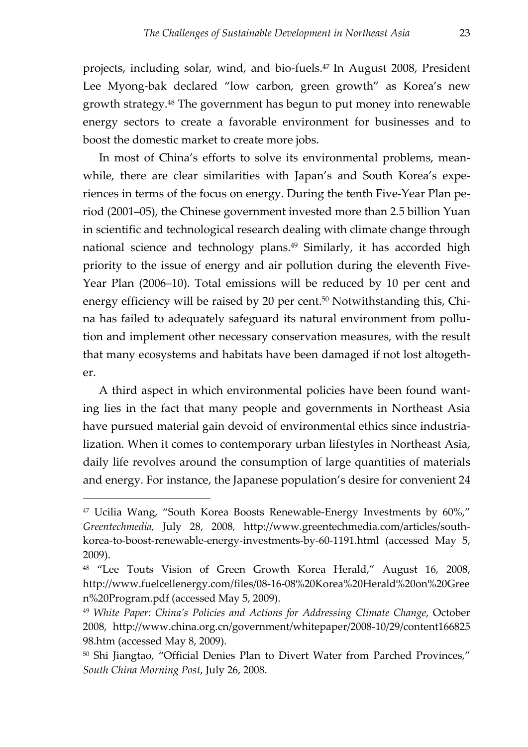projects, including solar, wind, and bio-fuels.[47] In August 2008, President Lee Myong-bak declared "low carbon, green growth" as Korea's new growth strategy.[48] The government has begun to put money into renewable energy sectors to create a favorable environment for businesses and to boost the domestic market to create more jobs.

In most of China's efforts to solve its environmental problems, meanwhile, there are clear similarities with Japan's and South Korea's experiences in terms of the focus on energy. During the tenth Five-Year Plan period (2001–05), the Chinese government invested more than 2.5 billion Yuan in scientific and technological research dealing with climate change through national science and technology plans.[49] Similarly, it has accorded high priority to the issue of energy and air pollution during the eleventh Five-Year Plan (2006–10). Total emissions will be reduced by 10 per cent and energy efficiency will be raised by 20 per cent.[50] Notwithstanding this, China has failed to adequately safeguard its natural environment from pollution and implement other necessary conservation measures, with the result that many ecosystems and habitats have been damaged if not lost altogether.

A third aspect in which environmental policies have been found wanting lies in the fact that many people and governments in Northeast Asia have pursued material gain devoid of environmental ethics since industrialization. When it comes to contemporary urban lifestyles in Northeast Asia, daily life revolves around the consumption of large quantities of materials and energy. For instance, the Japanese population's desire for convenient 24

---

[47] Ucilia Wang, "South Korea Boosts Renewable-Energy Investments by 60%," *Greentechmedia,* July 28, 2008, http://www.greentechmedia.com/articles/south-korea-to-boost-renewable-energy-investments-by-60-1191.html (accessed May 5, 2009).

[48] "Lee Touts Vision of Green Growth Korea Herald," August 16, 2008, http://www.fuelcellenergy.com/files/08-16-08%20Korea%20Herald%20on%20Green%20Program.pdf (accessed May 5, 2009).

[49] *White Paper: China's Policies and Actions for Addressing Climate Change*, October 2008, http://www.china.org.cn/government/whitepaper/2008-10/29/content16682598.htm (accessed May 8, 2009).

[50] Shi Jiangtao, "Official Denies Plan to Divert Water from Parched Provinces," *South China Morning Post*, July 26, 2008.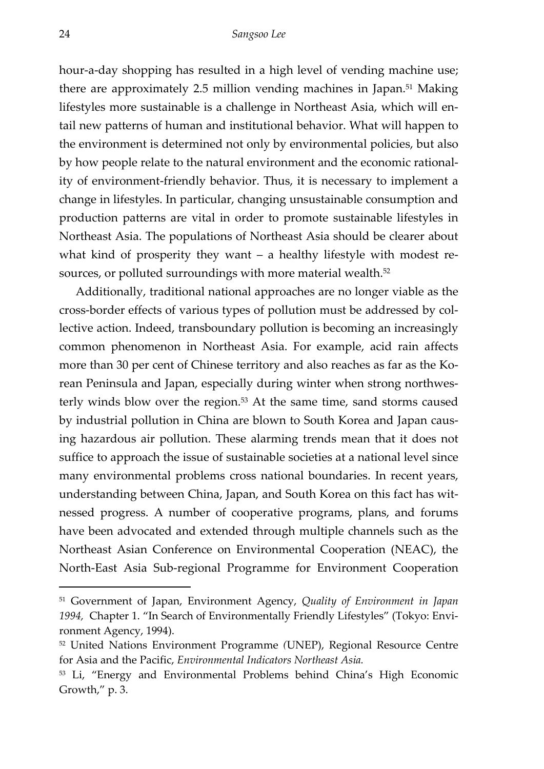hour-a-day shopping has resulted in a high level of vending machine use; there are approximately 2.5 million vending machines in Japan.[51] Making lifestyles more sustainable is a challenge in Northeast Asia, which will entail new patterns of human and institutional behavior. What will happen to the environment is determined not only by environmental policies, but also by how people relate to the natural environment and the economic rationality of environment-friendly behavior. Thus, it is necessary to implement a change in lifestyles. In particular, changing unsustainable consumption and production patterns are vital in order to promote sustainable lifestyles in Northeast Asia. The populations of Northeast Asia should be clearer about what kind of prosperity they want – a healthy lifestyle with modest resources, or polluted surroundings with more material wealth.[52]

Additionally, traditional national approaches are no longer viable as the cross-border effects of various types of pollution must be addressed by collective action. Indeed, transboundary pollution is becoming an increasingly common phenomenon in Northeast Asia. For example, acid rain affects more than 30 per cent of Chinese territory and also reaches as far as the Korean Peninsula and Japan, especially during winter when strong northwesterly winds blow over the region.[53] At the same time, sand storms caused by industrial pollution in China are blown to South Korea and Japan causing hazardous air pollution. These alarming trends mean that it does not suffice to approach the issue of sustainable societies at a national level since many environmental problems cross national boundaries. In recent years, understanding between China, Japan, and South Korea on this fact has witnessed progress. A number of cooperative programs, plans, and forums have been advocated and extended through multiple channels such as the Northeast Asian Conference on Environmental Cooperation (NEAC), the North-East Asia Sub-regional Programme for Environment Cooperation

---

[51] Government of Japan, Environment Agency, *Quality of Environment in Japan 1994,* Chapter 1. "In Search of Environmentally Friendly Lifestyles" (Tokyo: Environment Agency, 1994).

[52] United Nations Environment Programme (UNEP), Regional Resource Centre for Asia and the Pacific, *Environmental Indicators Northeast Asia.*

[53] Li, "Energy and Environmental Problems behind China's High Economic Growth," p. 3.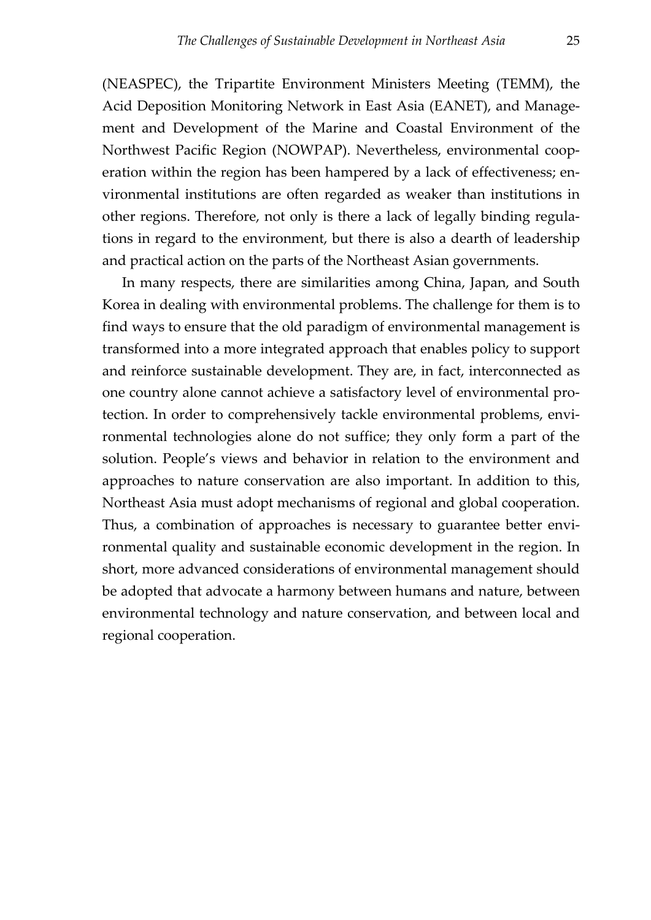(NEASPEC), the Tripartite Environment Ministers Meeting (TEMM), the Acid Deposition Monitoring Network in East Asia (EANET), and Management and Development of the Marine and Coastal Environment of the Northwest Pacific Region (NOWPAP). Nevertheless, environmental cooperation within the region has been hampered by a lack of effectiveness; environmental institutions are often regarded as weaker than institutions in other regions. Therefore, not only is there a lack of legally binding regulations in regard to the environment, but there is also a dearth of leadership and practical action on the parts of the Northeast Asian governments.

In many respects, there are similarities among China, Japan, and South Korea in dealing with environmental problems. The challenge for them is to find ways to ensure that the old paradigm of environmental management is transformed into a more integrated approach that enables policy to support and reinforce sustainable development. They are, in fact, interconnected as one country alone cannot achieve a satisfactory level of environmental protection. In order to comprehensively tackle environmental problems, environmental technologies alone do not suffice; they only form a part of the solution. People's views and behavior in relation to the environment and approaches to nature conservation are also important. In addition to this, Northeast Asia must adopt mechanisms of regional and global cooperation. Thus, a combination of approaches is necessary to guarantee better environmental quality and sustainable economic development in the region. In short, more advanced considerations of environmental management should be adopted that advocate a harmony between humans and nature, between environmental technology and nature conservation, and between local and regional cooperation.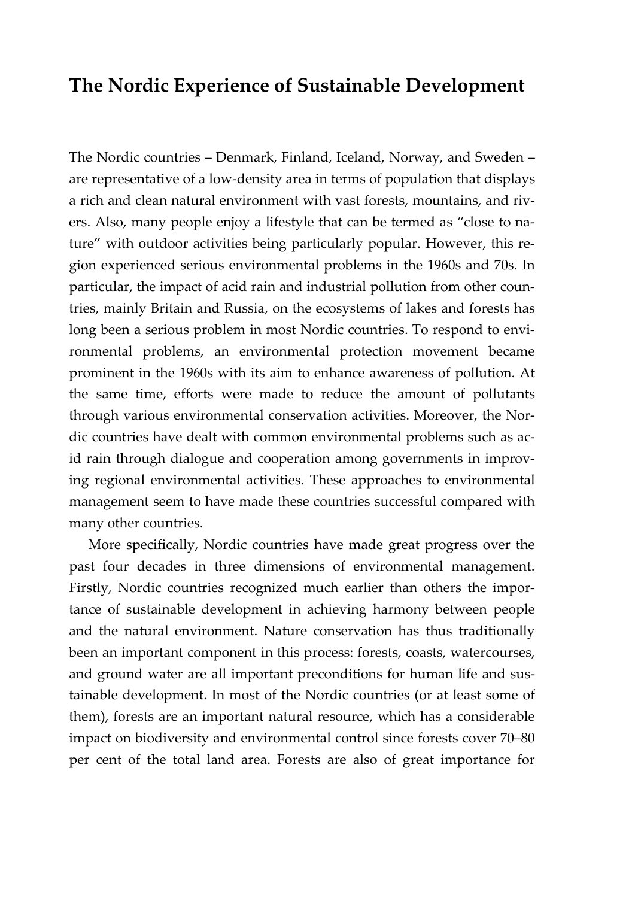## The Nordic Experience of Sustainable Development

The Nordic countries – Denmark, Finland, Iceland, Norway, and Sweden – are representative of a low-density area in terms of population that displays a rich and clean natural environment with vast forests, mountains, and rivers. Also, many people enjoy a lifestyle that can be termed as "close to nature" with outdoor activities being particularly popular. However, this region experienced serious environmental problems in the 1960s and 70s. In particular, the impact of acid rain and industrial pollution from other countries, mainly Britain and Russia, on the ecosystems of lakes and forests has long been a serious problem in most Nordic countries. To respond to environmental problems, an environmental protection movement became prominent in the 1960s with its aim to enhance awareness of pollution. At the same time, efforts were made to reduce the amount of pollutants through various environmental conservation activities. Moreover, the Nordic countries have dealt with common environmental problems such as acid rain through dialogue and cooperation among governments in improving regional environmental activities. These approaches to environmental management seem to have made these countries successful compared with many other countries.

More specifically, Nordic countries have made great progress over the past four decades in three dimensions of environmental management. Firstly, Nordic countries recognized much earlier than others the importance of sustainable development in achieving harmony between people and the natural environment. Nature conservation has thus traditionally been an important component in this process: forests, coasts, watercourses, and ground water are all important preconditions for human life and sustainable development. In most of the Nordic countries (or at least some of them), forests are an important natural resource, which has a considerable impact on biodiversity and environmental control since forests cover 70–80 per cent of the total land area. Forests are also of great importance for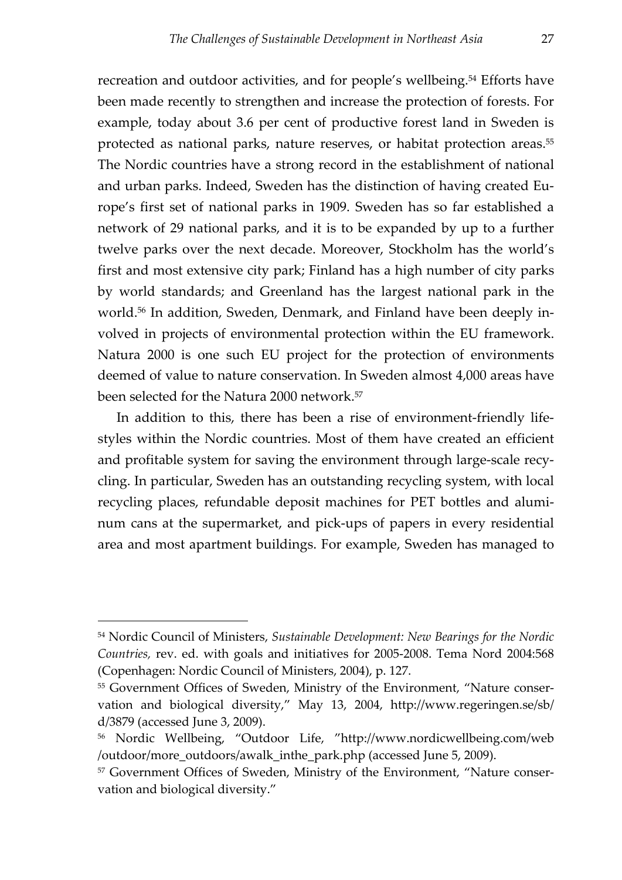recreation and outdoor activities, and for people's wellbeing.[54] Efforts have been made recently to strengthen and increase the protection of forests. For example, today about 3.6 per cent of productive forest land in Sweden is protected as national parks, nature reserves, or habitat protection areas.[55] The Nordic countries have a strong record in the establishment of national and urban parks. Indeed, Sweden has the distinction of having created Europe's first set of national parks in 1909. Sweden has so far established a network of 29 national parks, and it is to be expanded by up to a further twelve parks over the next decade. Moreover, Stockholm has the world's first and most extensive city park; Finland has a high number of city parks by world standards; and Greenland has the largest national park in the world.[56] In addition, Sweden, Denmark, and Finland have been deeply involved in projects of environmental protection within the EU framework. Natura 2000 is one such EU project for the protection of environments deemed of value to nature conservation. In Sweden almost 4,000 areas have been selected for the Natura 2000 network.[57]

In addition to this, there has been a rise of environment-friendly lifestyles within the Nordic countries. Most of them have created an efficient and profitable system for saving the environment through large-scale recycling. In particular, Sweden has an outstanding recycling system, with local recycling places, refundable deposit machines for PET bottles and aluminum cans at the supermarket, and pick-ups of papers in every residential area and most apartment buildings. For example, Sweden has managed to

---

[54] Nordic Council of Ministers, *Sustainable Development: New Bearings for the Nordic Countries,* rev. ed. with goals and initiatives for 2005-2008. Tema Nord 2004:568 (Copenhagen: Nordic Council of Ministers, 2004), p. 127.

[55] Government Offices of Sweden, Ministry of the Environment, "Nature conservation and biological diversity," May 13, 2004, http://www.regeringen.se/sb/d/3879 (accessed June 3, 2009).

[56] Nordic Wellbeing, "Outdoor Life, "http://www.nordicwellbeing.com/web/outdoor/more_outdoors/awalk_inthe_park.php (accessed June 5, 2009).

[57] Government Offices of Sweden, Ministry of the Environment, "Nature conservation and biological diversity."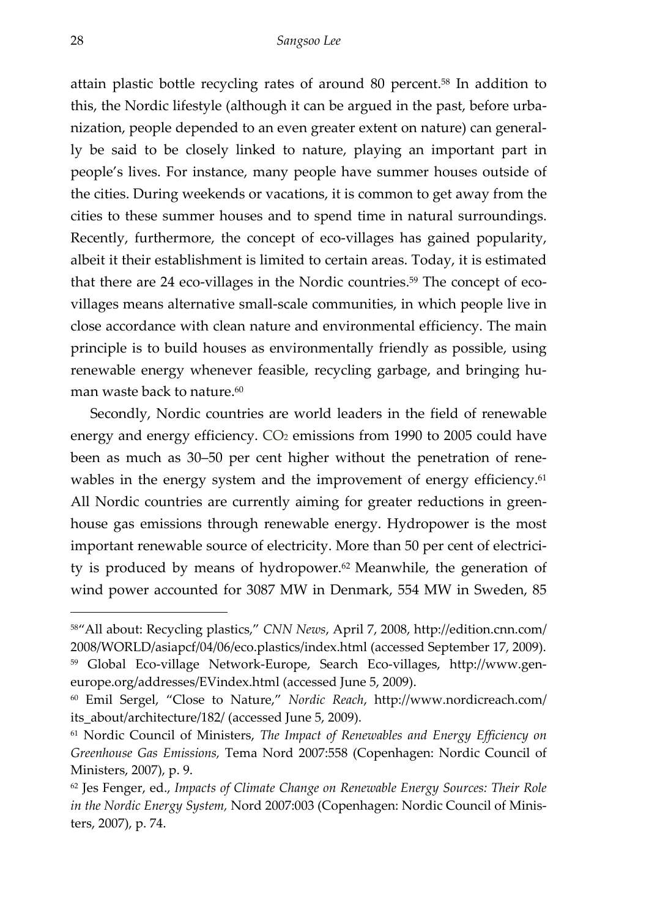attain plastic bottle recycling rates of around 80 percent.[58] In addition to this, the Nordic lifestyle (although it can be argued in the past, before urbanization, people depended to an even greater extent on nature) can generally be said to be closely linked to nature, playing an important part in people's lives. For instance, many people have summer houses outside of the cities. During weekends or vacations, it is common to get away from the cities to these summer houses and to spend time in natural surroundings. Recently, furthermore, the concept of eco-villages has gained popularity, albeit it their establishment is limited to certain areas. Today, it is estimated that there are 24 eco-villages in the Nordic countries.[59] The concept of eco-villages means alternative small-scale communities, in which people live in close accordance with clean nature and environmental efficiency. The main principle is to build houses as environmentally friendly as possible, using renewable energy whenever feasible, recycling garbage, and bringing human waste back to nature.[60]

Secondly, Nordic countries are world leaders in the field of renewable energy and energy efficiency. $CO_2$ emissions from 1990 to 2005 could have been as much as 30–50 per cent higher without the penetration of renewables in the energy system and the improvement of energy efficiency.[61] All Nordic countries are currently aiming for greater reductions in greenhouse gas emissions through renewable energy. Hydropower is the most important renewable source of electricity. More than 50 per cent of electricity is produced by means of hydropower.[62] Meanwhile, the generation of wind power accounted for 3087 MW in Denmark, 554 MW in Sweden, 85

---

[58] "All about: Recycling plastics," *CNN News*, April 7, 2008, http://edition.cnn.com/2008/WORLD/asiapcf/04/06/eco.plastics/index.html (accessed September 17, 2009).

[59] Global Eco-village Network-Europe, Search Eco-villages, http://www.gen-europe.org/addresses/EVindex.html (accessed June 5, 2009).

[60] Emil Sergel, "Close to Nature," *Nordic Reach*, http://www.nordicreach.com/its_about/architecture/182/ (accessed June 5, 2009).

[61] Nordic Council of Ministers, *The Impact of Renewables and Energy Efficiency on Greenhouse Gas Emissions,* Tema Nord 2007:558 (Copenhagen: Nordic Council of Ministers, 2007), p. 9.

[62] Jes Fenger, ed., *Impacts of Climate Change on Renewable Energy Sources: Their Role in the Nordic Energy System,* Nord 2007:003 (Copenhagen: Nordic Council of Ministers, 2007), p. 74.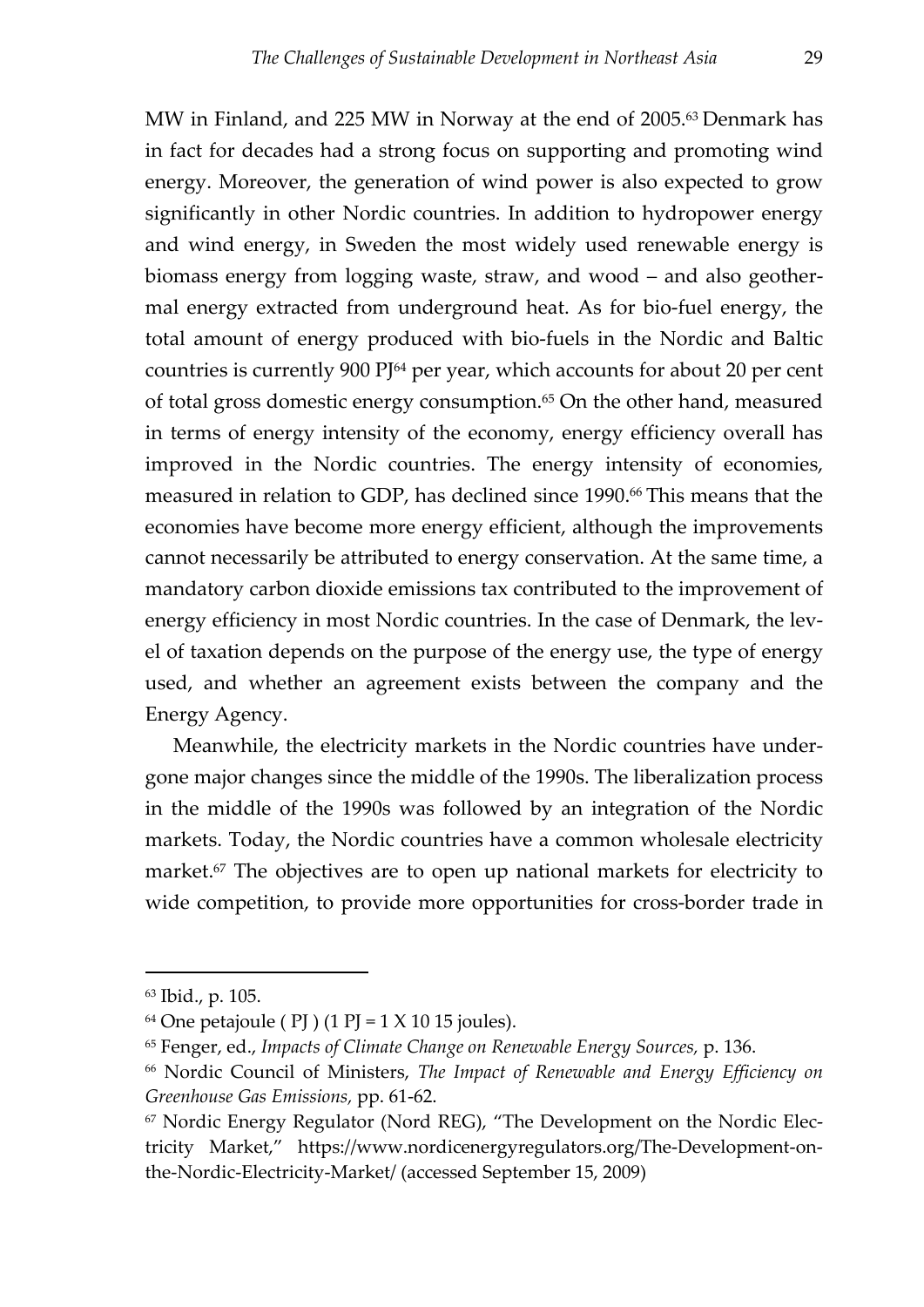MW in Finland, and 225 MW in Norway at the end of 2005.[63] Denmark has in fact for decades had a strong focus on supporting and promoting wind energy. Moreover, the generation of wind power is also expected to grow significantly in other Nordic countries. In addition to hydropower energy and wind energy, in Sweden the most widely used renewable energy is biomass energy from logging waste, straw, and wood – and also geothermal energy extracted from underground heat. As for bio-fuel energy, the total amount of energy produced with bio-fuels in the Nordic and Baltic countries is currently 900 PJ[64] per year, which accounts for about 20 per cent of total gross domestic energy consumption.[65] On the other hand, measured in terms of energy intensity of the economy, energy efficiency overall has improved in the Nordic countries. The energy intensity of economies, measured in relation to GDP, has declined since 1990.[66] This means that the economies have become more energy efficient, although the improvements cannot necessarily be attributed to energy conservation. At the same time, a mandatory carbon dioxide emissions tax contributed to the improvement of energy efficiency in most Nordic countries. In the case of Denmark, the level of taxation depends on the purpose of the energy use, the type of energy used, and whether an agreement exists between the company and the Energy Agency.

Meanwhile, the electricity markets in the Nordic countries have undergone major changes since the middle of the 1990s. The liberalization process in the middle of the 1990s was followed by an integration of the Nordic markets. Today, the Nordic countries have a common wholesale electricity market.[67] The objectives are to open up national markets for electricity to wide competition, to provide more opportunities for cross-border trade in

---

[63] Ibid., p. 105.

[64] One petajoule ( PJ ) (1 PJ = 1 X 10 15 joules).

[65] Fenger, ed., *Impacts of Climate Change on Renewable Energy Sources,* p. 136.

[66] Nordic Council of Ministers, *The Impact of Renewable and Energy Efficiency on Greenhouse Gas Emissions,* pp. 61-62.

[67] Nordic Energy Regulator (Nord REG), "The Development on the Nordic Electricity Market," https://www.nordicenergyregulators.org/The-Development-on-the-Nordic-Electricity-Market/ (accessed September 15, 2009)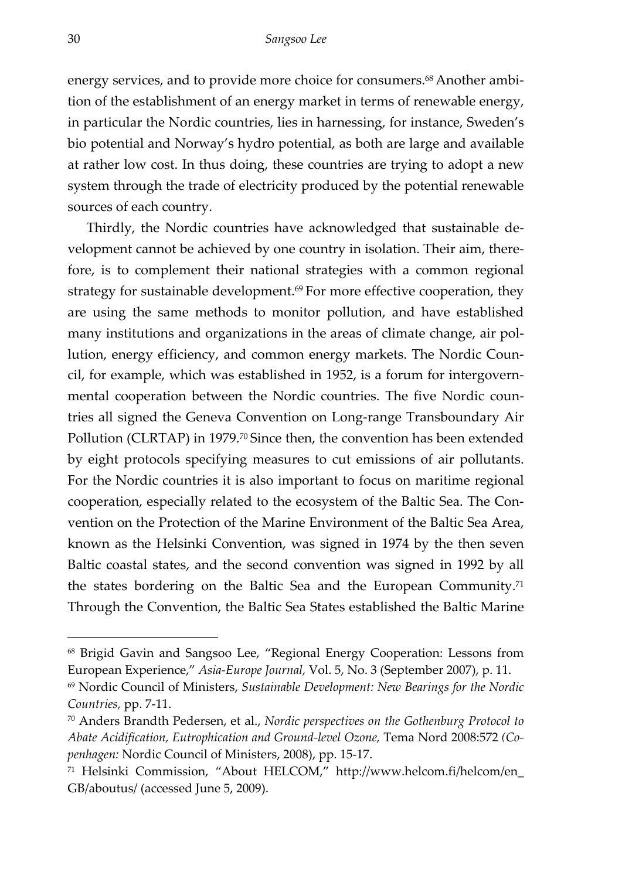energy services, and to provide more choice for consumers.[68] Another ambition of the establishment of an energy market in terms of renewable energy, in particular the Nordic countries, lies in harnessing, for instance, Sweden's bio potential and Norway's hydro potential, as both are large and available at rather low cost. In thus doing, these countries are trying to adopt a new system through the trade of electricity produced by the potential renewable sources of each country.

Thirdly, the Nordic countries have acknowledged that sustainable development cannot be achieved by one country in isolation. Their aim, therefore, is to complement their national strategies with a common regional strategy for sustainable development.[69] For more effective cooperation, they are using the same methods to monitor pollution, and have established many institutions and organizations in the areas of climate change, air pollution, energy efficiency, and common energy markets. The Nordic Council, for example, which was established in 1952, is a forum for intergovernmental cooperation between the Nordic countries. The five Nordic countries all signed the Geneva Convention on Long-range Transboundary Air Pollution (CLRTAP) in 1979.[70] Since then, the convention has been extended by eight protocols specifying measures to cut emissions of air pollutants. For the Nordic countries it is also important to focus on maritime regional cooperation, especially related to the ecosystem of the Baltic Sea. The Convention on the Protection of the Marine Environment of the Baltic Sea Area, known as the Helsinki Convention, was signed in 1974 by the then seven Baltic coastal states, and the second convention was signed in 1992 by all the states bordering on the Baltic Sea and the European Community.[71] Through the Convention, the Baltic Sea States established the Baltic Marine

---

[68] Brigid Gavin and Sangsoo Lee, "Regional Energy Cooperation: Lessons from European Experience," *Asia-Europe Journal,* Vol. 5, No. 3 (September 2007), p. 11.

[69] Nordic Council of Ministers, *Sustainable Development: New Bearings for the Nordic Countries,* pp. 7-11.

[70] Anders Brandth Pedersen, et al., *Nordic perspectives on the Gothenburg Protocol to Abate Acidification, Eutrophication and Ground-level Ozone,* Tema Nord 2008:572 *(Copenhagen:* Nordic Council of Ministers, 2008), pp. 15-17.

[71] Helsinki Commission, "About HELCOM," http://www.helcom.fi/helcom/en_GB/aboutus/ (accessed June 5, 2009).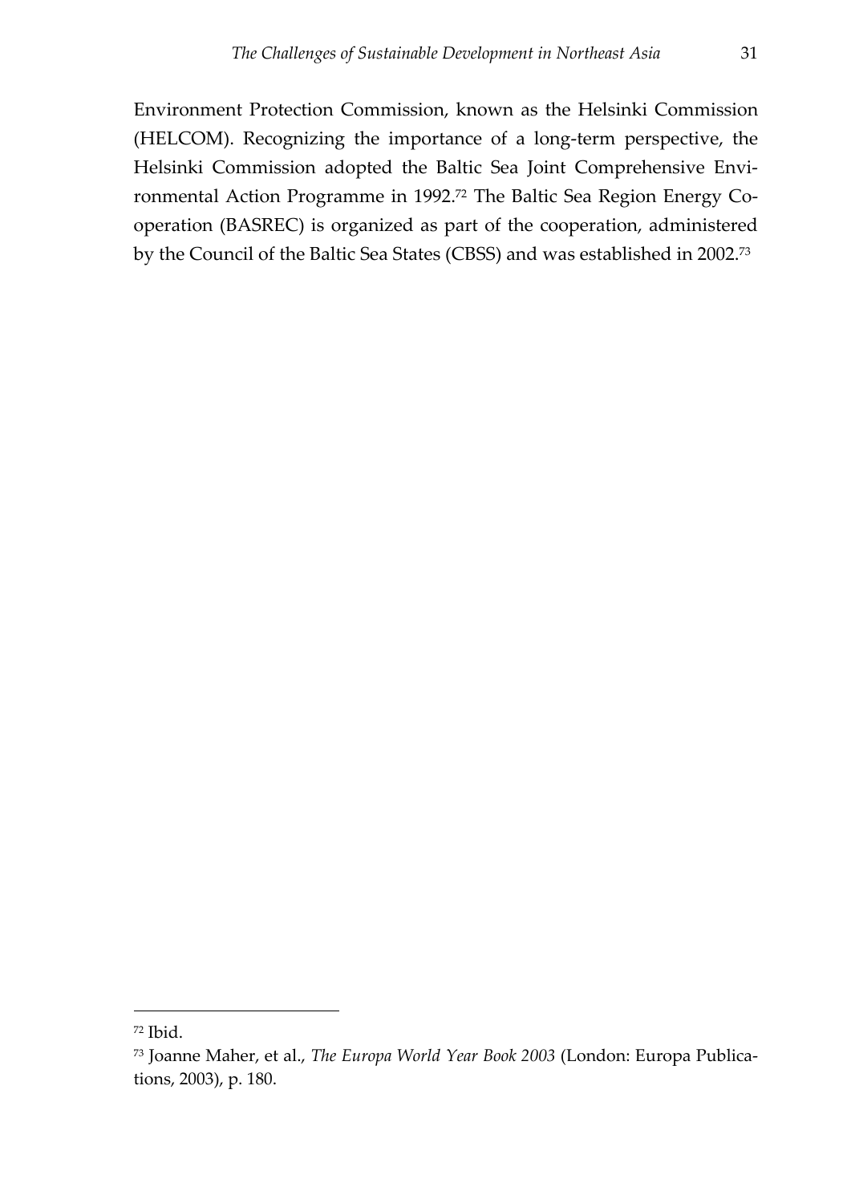Environment Protection Commission, known as the Helsinki Commission (HELCOM). Recognizing the importance of a long-term perspective, the Helsinki Commission adopted the Baltic Sea Joint Comprehensive Environmental Action Programme in 1992.[72] The Baltic Sea Region Energy Co-operation (BASREC) is organized as part of the cooperation, administered by the Council of the Baltic Sea States (CBSS) and was established in 2002.[73]

---

[72] Ibid.

[73] Joanne Maher, et al., *The Europa World Year Book 2003* (London: Europa Publications, 2003), p. 180.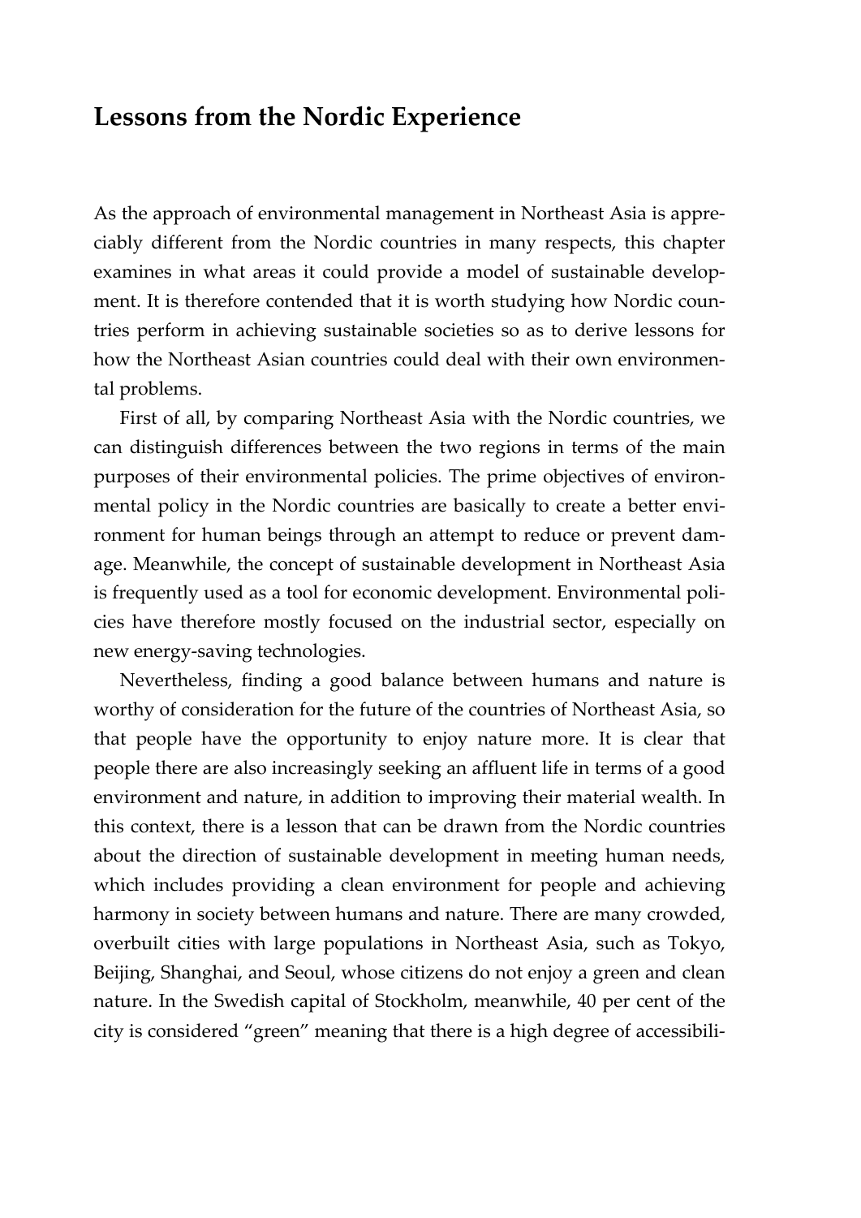## Lessons from the Nordic Experience

As the approach of environmental management in Northeast Asia is appreciably different from the Nordic countries in many respects, this chapter examines in what areas it could provide a model of sustainable development. It is therefore contended that it is worth studying how Nordic countries perform in achieving sustainable societies so as to derive lessons for how the Northeast Asian countries could deal with their own environmental problems.

First of all, by comparing Northeast Asia with the Nordic countries, we can distinguish differences between the two regions in terms of the main purposes of their environmental policies. The prime objectives of environmental policy in the Nordic countries are basically to create a better environment for human beings through an attempt to reduce or prevent damage. Meanwhile, the concept of sustainable development in Northeast Asia is frequently used as a tool for economic development. Environmental policies have therefore mostly focused on the industrial sector, especially on new energy-saving technologies.

Nevertheless, finding a good balance between humans and nature is worthy of consideration for the future of the countries of Northeast Asia, so that people have the opportunity to enjoy nature more. It is clear that people there are also increasingly seeking an affluent life in terms of a good environment and nature, in addition to improving their material wealth. In this context, there is a lesson that can be drawn from the Nordic countries about the direction of sustainable development in meeting human needs, which includes providing a clean environment for people and achieving harmony in society between humans and nature. There are many crowded, overbuilt cities with large populations in Northeast Asia, such as Tokyo, Beijing, Shanghai, and Seoul, whose citizens do not enjoy a green and clean nature. In the Swedish capital of Stockholm, meanwhile, 40 per cent of the city is considered "green" meaning that there is a high degree of accessibili-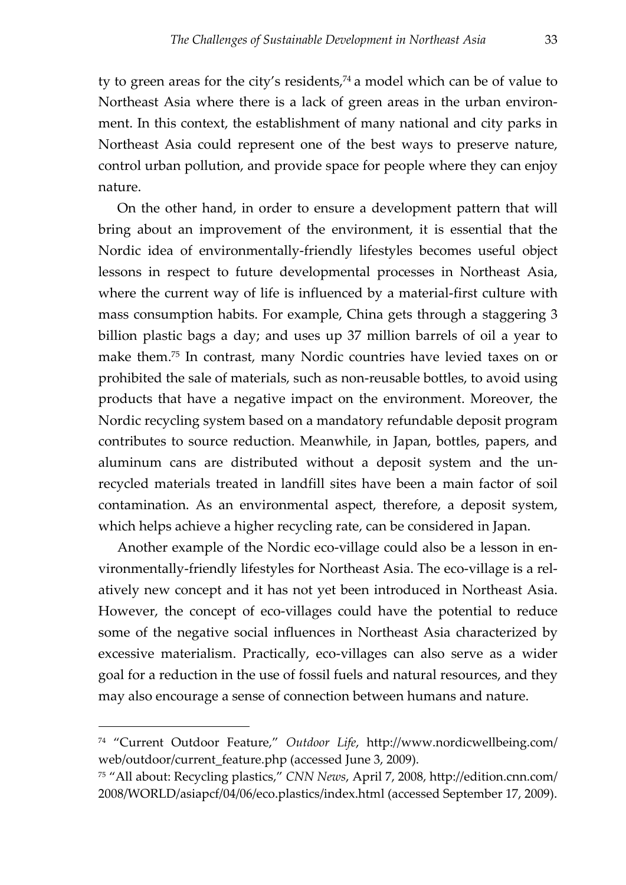ty to green areas for the city's residents,[74] a model which can be of value to Northeast Asia where there is a lack of green areas in the urban environment. In this context, the establishment of many national and city parks in Northeast Asia could represent one of the best ways to preserve nature, control urban pollution, and provide space for people where they can enjoy nature.

On the other hand, in order to ensure a development pattern that will bring about an improvement of the environment, it is essential that the Nordic idea of environmentally-friendly lifestyles becomes useful object lessons in respect to future developmental processes in Northeast Asia, where the current way of life is influenced by a material-first culture with mass consumption habits. For example, China gets through a staggering 3 billion plastic bags a day; and uses up 37 million barrels of oil a year to make them.[75] In contrast, many Nordic countries have levied taxes on or prohibited the sale of materials, such as non-reusable bottles, to avoid using products that have a negative impact on the environment. Moreover, the Nordic recycling system based on a mandatory refundable deposit program contributes to source reduction. Meanwhile, in Japan, bottles, papers, and aluminum cans are distributed without a deposit system and the unrecycled materials treated in landfill sites have been a main factor of soil contamination. As an environmental aspect, therefore, a deposit system, which helps achieve a higher recycling rate, can be considered in Japan.

Another example of the Nordic eco-village could also be a lesson in environmentally-friendly lifestyles for Northeast Asia. The eco-village is a relatively new concept and it has not yet been introduced in Northeast Asia. However, the concept of eco-villages could have the potential to reduce some of the negative social influences in Northeast Asia characterized by excessive materialism. Practically, eco-villages can also serve as a wider goal for a reduction in the use of fossil fuels and natural resources, and they may also encourage a sense of connection between humans and nature.

---

[74] "Current Outdoor Feature," *Outdoor Life*, http://www.nordicwellbeing.com/web/outdoor/current_feature.php (accessed June 3, 2009).

[75] "All about: Recycling plastics," *CNN News*, April 7, 2008, http://edition.cnn.com/2008/WORLD/asiapcf/04/06/eco.plastics/index.html (accessed September 17, 2009).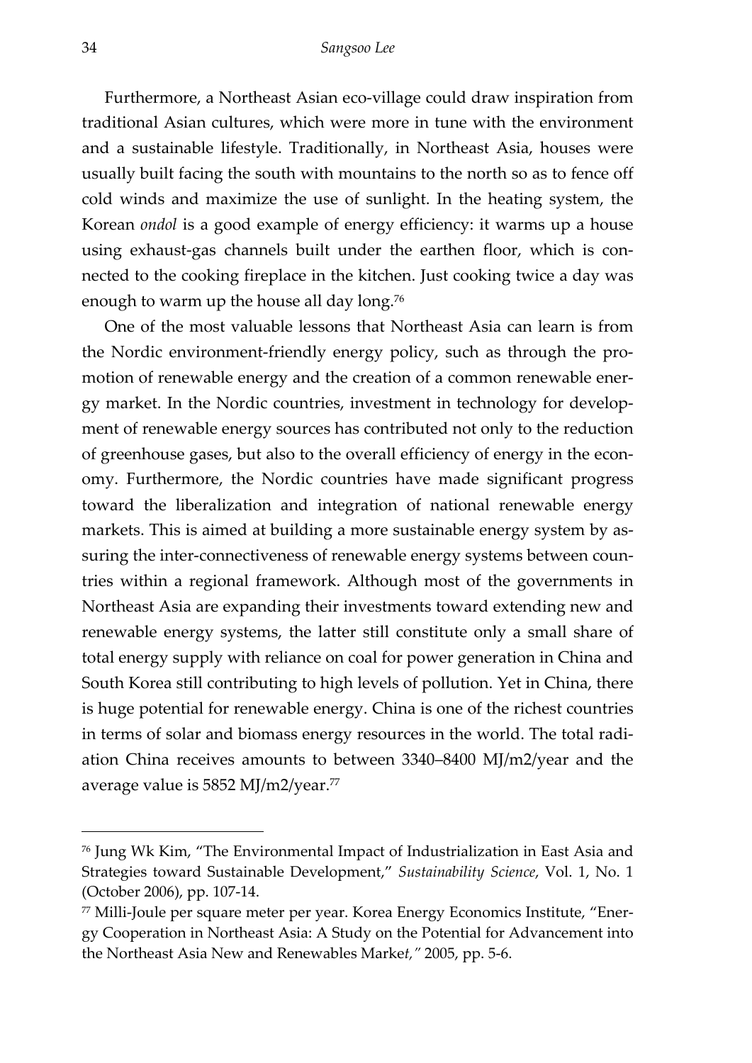Furthermore, a Northeast Asian eco-village could draw inspiration from traditional Asian cultures, which were more in tune with the environment and a sustainable lifestyle. Traditionally, in Northeast Asia, houses were usually built facing the south with mountains to the north so as to fence off cold winds and maximize the use of sunlight. In the heating system, the Korean *ondol* is a good example of energy efficiency: it warms up a house using exhaust-gas channels built under the earthen floor, which is connected to the cooking fireplace in the kitchen. Just cooking twice a day was enough to warm up the house all day long.[76]

One of the most valuable lessons that Northeast Asia can learn is from the Nordic environment-friendly energy policy, such as through the promotion of renewable energy and the creation of a common renewable energy market. In the Nordic countries, investment in technology for development of renewable energy sources has contributed not only to the reduction of greenhouse gases, but also to the overall efficiency of energy in the economy. Furthermore, the Nordic countries have made significant progress toward the liberalization and integration of national renewable energy markets. This is aimed at building a more sustainable energy system by assuring the inter-connectiveness of renewable energy systems between countries within a regional framework. Although most of the governments in Northeast Asia are expanding their investments toward extending new and renewable energy systems, the latter still constitute only a small share of total energy supply with reliance on coal for power generation in China and South Korea still contributing to high levels of pollution. Yet in China, there is huge potential for renewable energy. China is one of the richest countries in terms of solar and biomass energy resources in the world. The total radiation China receives amounts to between 3340–8400 MJ/m2/year and the average value is 5852 MJ/m2/year.[77]

---

[76] Jung Wk Kim, "The Environmental Impact of Industrialization in East Asia and Strategies toward Sustainable Development," *Sustainability Science*, Vol. 1, No. 1 (October 2006), pp. 107-14.

[77] Milli-Joule per square meter per year. Korea Energy Economics Institute, "Energy Cooperation in Northeast Asia: A Study on the Potential for Advancement into the Northeast Asia New and Renewables Market," 2005, pp. 5-6.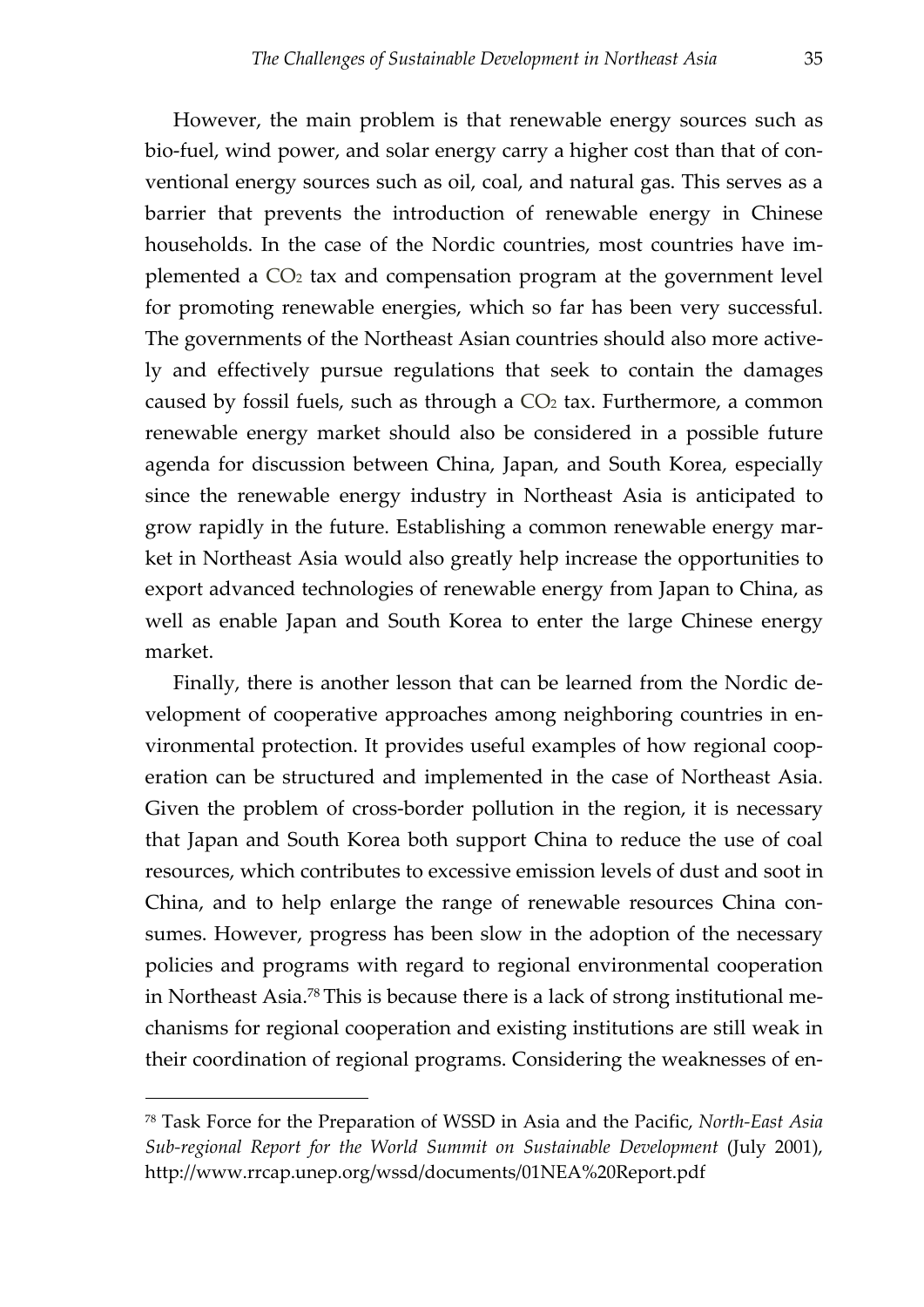However, the main problem is that renewable energy sources such as bio-fuel, wind power, and solar energy carry a higher cost than that of conventional energy sources such as oil, coal, and natural gas. This serves as a barrier that prevents the introduction of renewable energy in Chinese households. In the case of the Nordic countries, most countries have implemented a $CO_2$ tax and compensation program at the government level for promoting renewable energies, which so far has been very successful. The governments of the Northeast Asian countries should also more actively and effectively pursue regulations that seek to contain the damages caused by fossil fuels, such as through a $CO_2$ tax. Furthermore, a common renewable energy market should also be considered in a possible future agenda for discussion between China, Japan, and South Korea, especially since the renewable energy industry in Northeast Asia is anticipated to grow rapidly in the future. Establishing a common renewable energy market in Northeast Asia would also greatly help increase the opportunities to export advanced technologies of renewable energy from Japan to China, as well as enable Japan and South Korea to enter the large Chinese energy market.

Finally, there is another lesson that can be learned from the Nordic development of cooperative approaches among neighboring countries in environmental protection. It provides useful examples of how regional cooperation can be structured and implemented in the case of Northeast Asia. Given the problem of cross-border pollution in the region, it is necessary that Japan and South Korea both support China to reduce the use of coal resources, which contributes to excessive emission levels of dust and soot in China, and to help enlarge the range of renewable resources China consumes. However, progress has been slow in the adoption of the necessary policies and programs with regard to regional environmental cooperation in Northeast Asia.[78] This is because there is a lack of strong institutional mechanisms for regional cooperation and existing institutions are still weak in their coordination of regional programs. Considering the weaknesses of en-

---

[78] Task Force for the Preparation of WSSD in Asia and the Pacific, *North-East Asia Sub-regional Report for the World Summit on Sustainable Development* (July 2001), http://www.rrcap.unep.org/wssd/documents/01NEA%20Report.pdf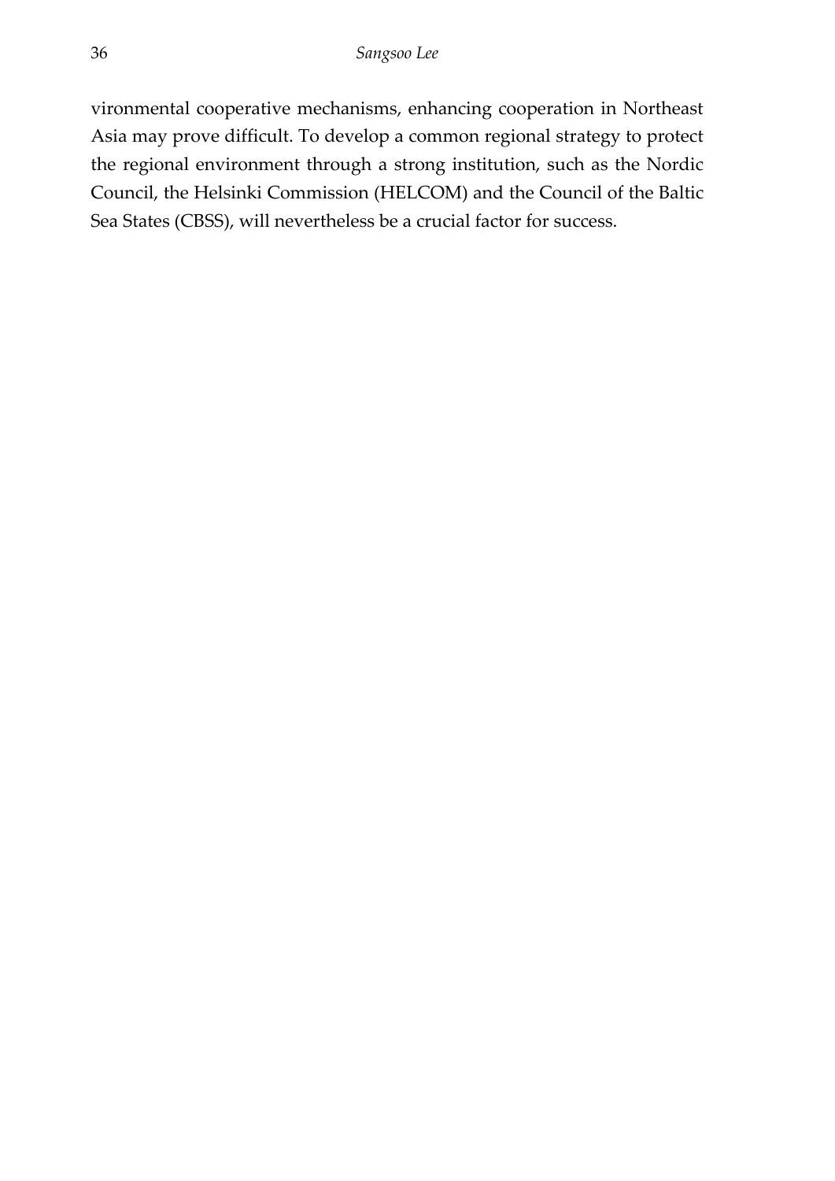vironmental cooperative mechanisms, enhancing cooperation in Northeast Asia may prove difficult. To develop a common regional strategy to protect the regional environment through a strong institution, such as the Nordic Council, the Helsinki Commission (HELCOM) and the Council of the Baltic Sea States (CBSS), will nevertheless be a crucial factor for success.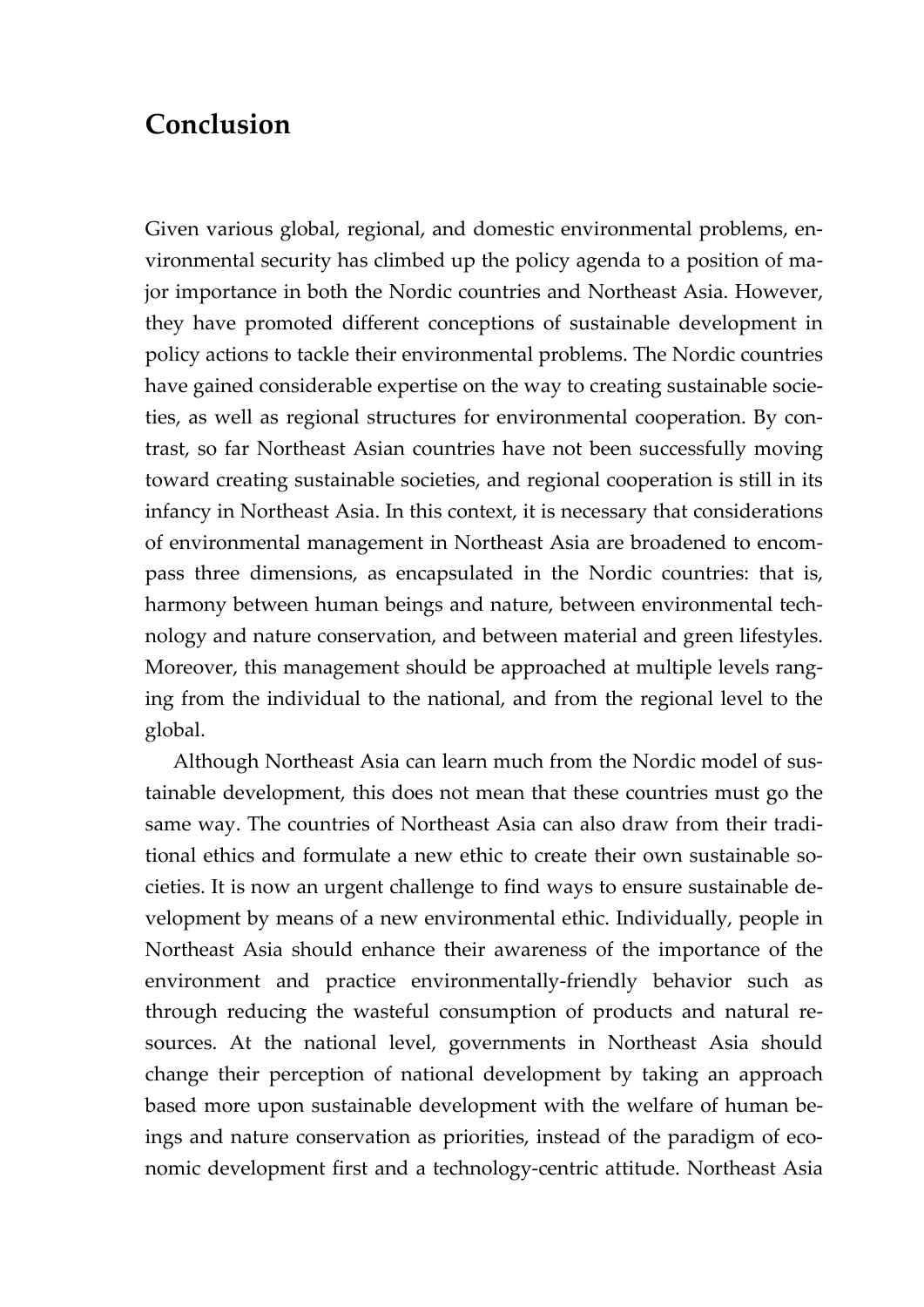# Conclusion

Given various global, regional, and domestic environmental problems, environmental security has climbed up the policy agenda to a position of major importance in both the Nordic countries and Northeast Asia. However, they have promoted different conceptions of sustainable development in policy actions to tackle their environmental problems. The Nordic countries have gained considerable expertise on the way to creating sustainable societies, as well as regional structures for environmental cooperation. By contrast, so far Northeast Asian countries have not been successfully moving toward creating sustainable societies, and regional cooperation is still in its infancy in Northeast Asia. In this context, it is necessary that considerations of environmental management in Northeast Asia are broadened to encompass three dimensions, as encapsulated in the Nordic countries: that is, harmony between human beings and nature, between environmental technology and nature conservation, and between material and green lifestyles. Moreover, this management should be approached at multiple levels ranging from the individual to the national, and from the regional level to the global.

Although Northeast Asia can learn much from the Nordic model of sustainable development, this does not mean that these countries must go the same way. The countries of Northeast Asia can also draw from their traditional ethics and formulate a new ethic to create their own sustainable societies. It is now an urgent challenge to find ways to ensure sustainable development by means of a new environmental ethic. Individually, people in Northeast Asia should enhance their awareness of the importance of the environment and practice environmentally-friendly behavior such as through reducing the wasteful consumption of products and natural resources. At the national level, governments in Northeast Asia should change their perception of national development by taking an approach based more upon sustainable development with the welfare of human beings and nature conservation as priorities, instead of the paradigm of economic development first and a technology-centric attitude. Northeast Asia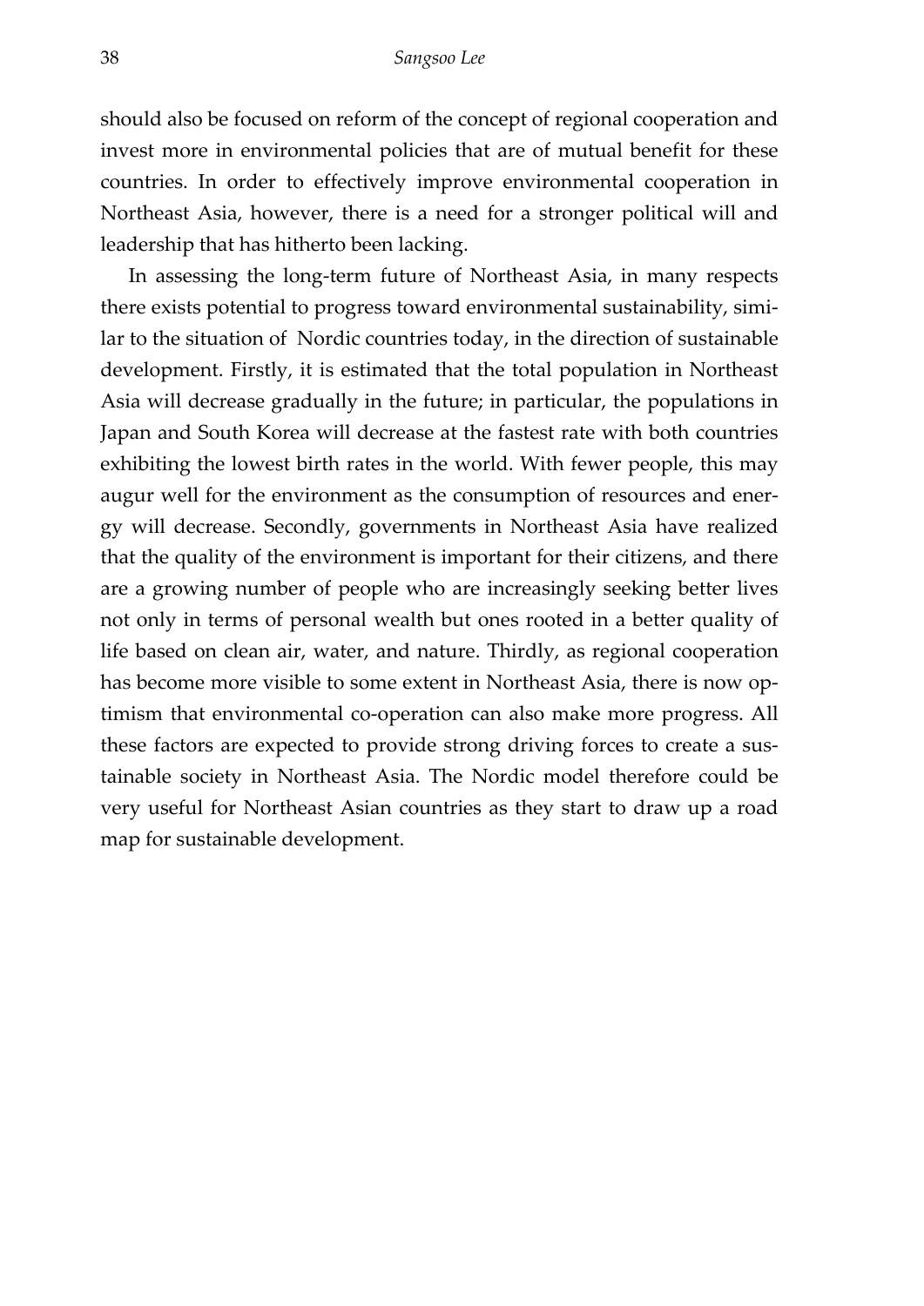should also be focused on reform of the concept of regional cooperation and invest more in environmental policies that are of mutual benefit for these countries. In order to effectively improve environmental cooperation in Northeast Asia, however, there is a need for a stronger political will and leadership that has hitherto been lacking.

In assessing the long-term future of Northeast Asia, in many respects there exists potential to progress toward environmental sustainability, similar to the situation of Nordic countries today, in the direction of sustainable development. Firstly, it is estimated that the total population in Northeast Asia will decrease gradually in the future; in particular, the populations in Japan and South Korea will decrease at the fastest rate with both countries exhibiting the lowest birth rates in the world. With fewer people, this may augur well for the environment as the consumption of resources and energy will decrease. Secondly, governments in Northeast Asia have realized that the quality of the environment is important for their citizens, and there are a growing number of people who are increasingly seeking better lives not only in terms of personal wealth but ones rooted in a better quality of life based on clean air, water, and nature. Thirdly, as regional cooperation has become more visible to some extent in Northeast Asia, there is now optimism that environmental co-operation can also make more progress. All these factors are expected to provide strong driving forces to create a sustainable society in Northeast Asia. The Nordic model therefore could be very useful for Northeast Asian countries as they start to draw up a road map for sustainable development.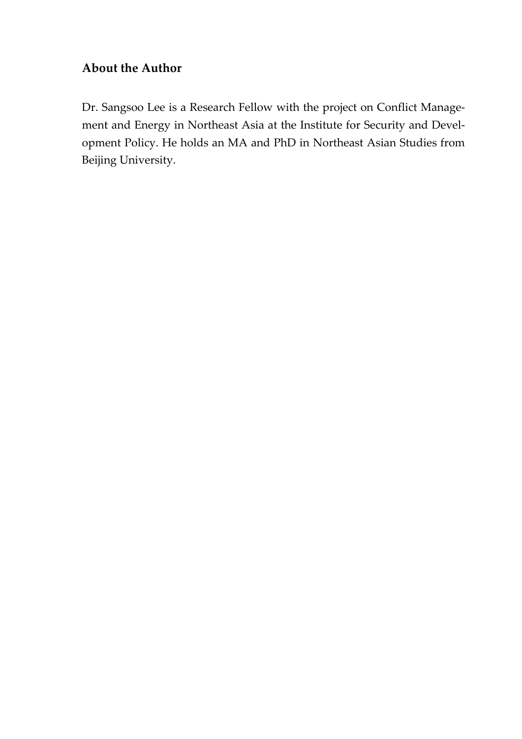## About the Author

Dr. Sangsoo Lee is a Research Fellow with the project on Conflict Management and Energy in Northeast Asia at the Institute for Security and Development Policy. He holds an MA and PhD in Northeast Asian Studies from Beijing University.